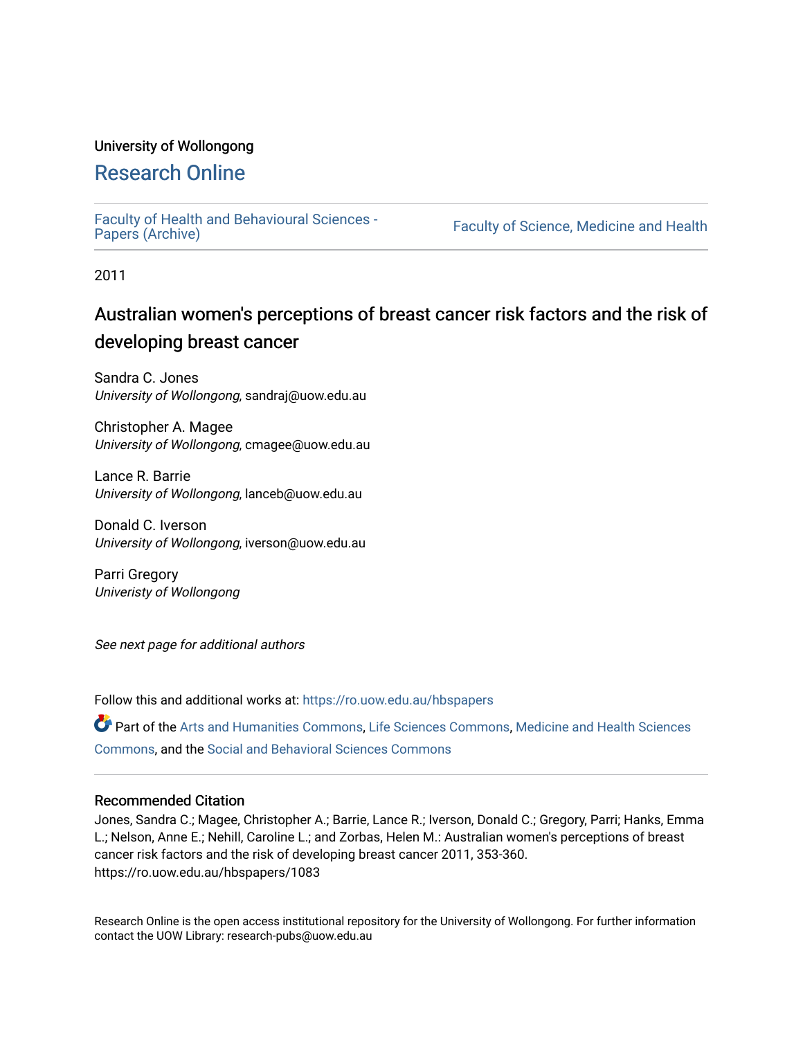University of Wollongong

# Research Online

Faculty of Health and Behavioural Sciences - Papers (Archive)

Faculty of Science, Medicine and Health

2011

## Australian women's perceptions of breast cancer risk factors and the risk of developing breast cancer

Sandra C. Jones  
*University of Wollongong*, sandraj@uow.edu.au

Christopher A. Magee  
*University of Wollongong*, cmagee@uow.edu.au

Lance R. Barrie  
*University of Wollongong*, lanceb@uow.edu.au

Donald C. Iverson  
*University of Wollongong*, iverson@uow.edu.au

Parri Gregory  
*Univeristy of Wollongong*

*See next page for additional authors*

Follow this and additional works at: https://ro.uow.edu.au/hbspapers

Part of the Arts and Humanities Commons, Life Sciences Commons, Medicine and Health Sciences Commons, and the Social and Behavioral Sciences Commons

### Recommended Citation

Jones, Sandra C.; Magee, Christopher A.; Barrie, Lance R.; Iverson, Donald C.; Gregory, Parri; Hanks, Emma L.; Nelson, Anne E.; Nehill, Caroline L.; and Zorbas, Helen M.: Australian women's perceptions of breast cancer risk factors and the risk of developing breast cancer 2011, 353-360.  
https://ro.uow.edu.au/hbspapers/1083

Research Online is the open access institutional repository for the University of Wollongong. For further information contact the UOW Library: research-pubs@uow.edu.au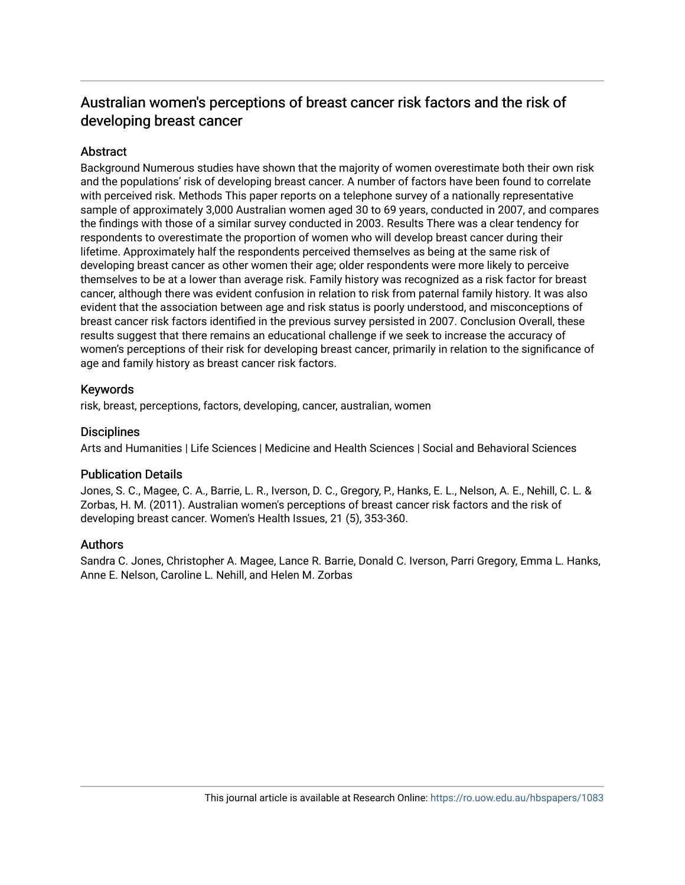# Australian women's perceptions of breast cancer risk factors and the risk of developing breast cancer

## Abstract

Background Numerous studies have shown that the majority of women overestimate both their own risk and the populations' risk of developing breast cancer. A number of factors have been found to correlate with perceived risk. Methods This paper reports on a telephone survey of a nationally representative sample of approximately 3,000 Australian women aged 30 to 69 years, conducted in 2007, and compares the findings with those of a similar survey conducted in 2003. Results There was a clear tendency for respondents to overestimate the proportion of women who will develop breast cancer during their lifetime. Approximately half the respondents perceived themselves as being at the same risk of developing breast cancer as other women their age; older respondents were more likely to perceive themselves to be at a lower than average risk. Family history was recognized as a risk factor for breast cancer, although there was evident confusion in relation to risk from paternal family history. It was also evident that the association between age and risk status is poorly understood, and misconceptions of breast cancer risk factors identified in the previous survey persisted in 2007. Conclusion Overall, these results suggest that there remains an educational challenge if we seek to increase the accuracy of women's perceptions of their risk for developing breast cancer, primarily in relation to the significance of age and family history as breast cancer risk factors.

## Keywords

risk, breast, perceptions, factors, developing, cancer, australian, women

## Disciplines

Arts and Humanities | Life Sciences | Medicine and Health Sciences | Social and Behavioral Sciences

## Publication Details

Jones, S. C., Magee, C. A., Barrie, L. R., Iverson, D. C., Gregory, P., Hanks, E. L., Nelson, A. E., Nehill, C. L. & Zorbas, H. M. (2011). Australian women's perceptions of breast cancer risk factors and the risk of developing breast cancer. Women's Health Issues, 21 (5), 353-360.

## Authors

Sandra C. Jones, Christopher A. Magee, Lance R. Barrie, Donald C. Iverson, Parri Gregory, Emma L. Hanks, Anne E. Nelson, Caroline L. Nehill, and Helen M. Zorbas

This journal article is available at Research Online: https://ro.uow.edu.au/hbspapers/1083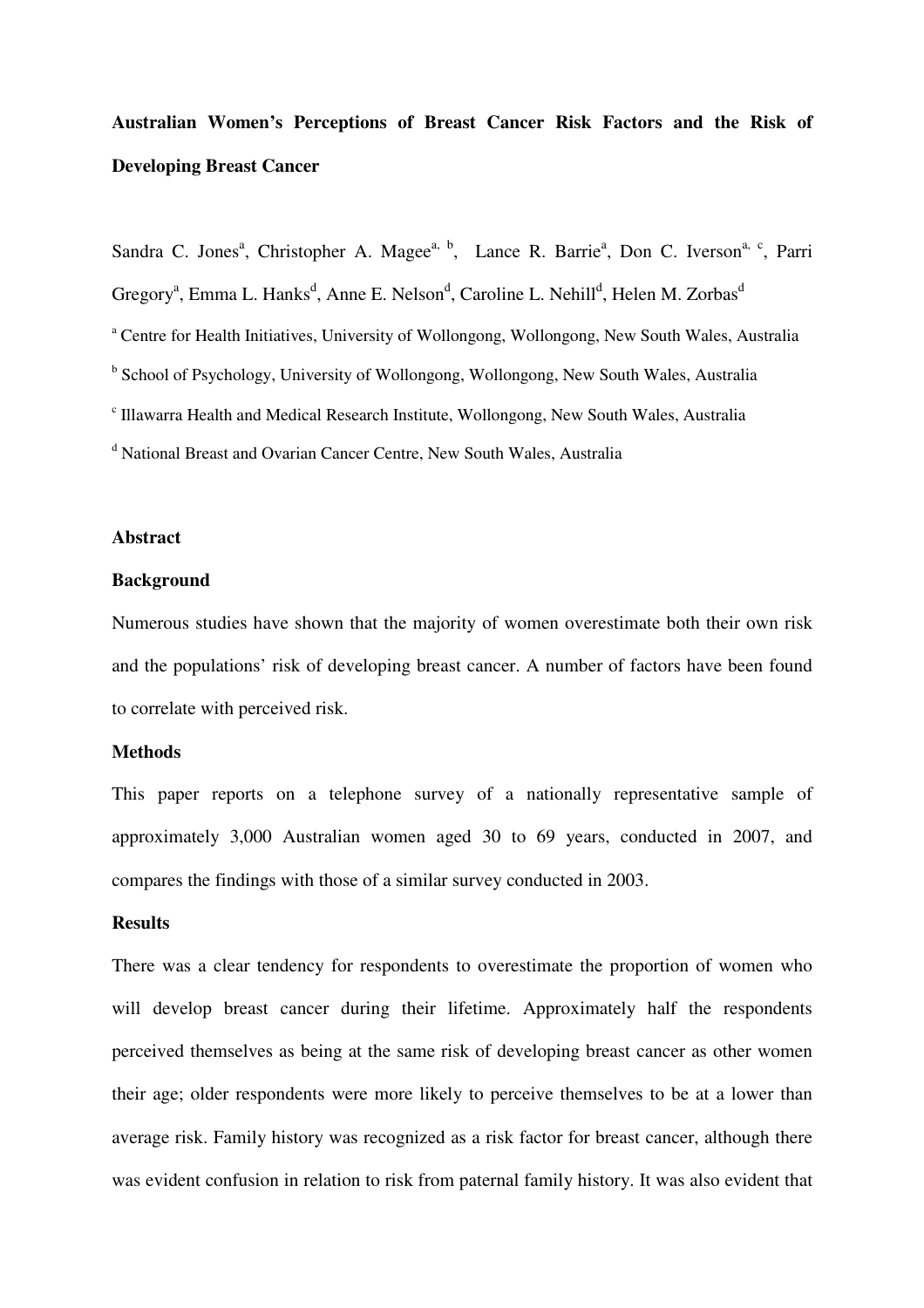**Australian Women's Perceptions of Breast Cancer Risk Factors and the Risk of Developing Breast Cancer**

Sandra C. Jones[a], Christopher A. Magee[a, b], Lance R. Barrie[a], Don C. Iverson[a, c], Parri Gregory[a], Emma L. Hanks[d], Anne E. Nelson[d], Caroline L. Nehill[d], Helen M. Zorbas[d]

[a] Centre for Health Initiatives, University of Wollongong, Wollongong, New South Wales, Australia

[b] School of Psychology, University of Wollongong, Wollongong, New South Wales, Australia

[c] Illawarra Health and Medical Research Institute, Wollongong, New South Wales, Australia

[d] National Breast and Ovarian Cancer Centre, New South Wales, Australia

**Abstract**

**Background**

Numerous studies have shown that the majority of women overestimate both their own risk and the populations' risk of developing breast cancer. A number of factors have been found to correlate with perceived risk.

**Methods**

This paper reports on a telephone survey of a nationally representative sample of approximately 3,000 Australian women aged 30 to 69 years, conducted in 2007, and compares the findings with those of a similar survey conducted in 2003.

**Results**

There was a clear tendency for respondents to overestimate the proportion of women who will develop breast cancer during their lifetime. Approximately half the respondents perceived themselves as being at the same risk of developing breast cancer as other women their age; older respondents were more likely to perceive themselves to be at a lower than average risk. Family history was recognized as a risk factor for breast cancer, although there was evident confusion in relation to risk from paternal family history. It was also evident that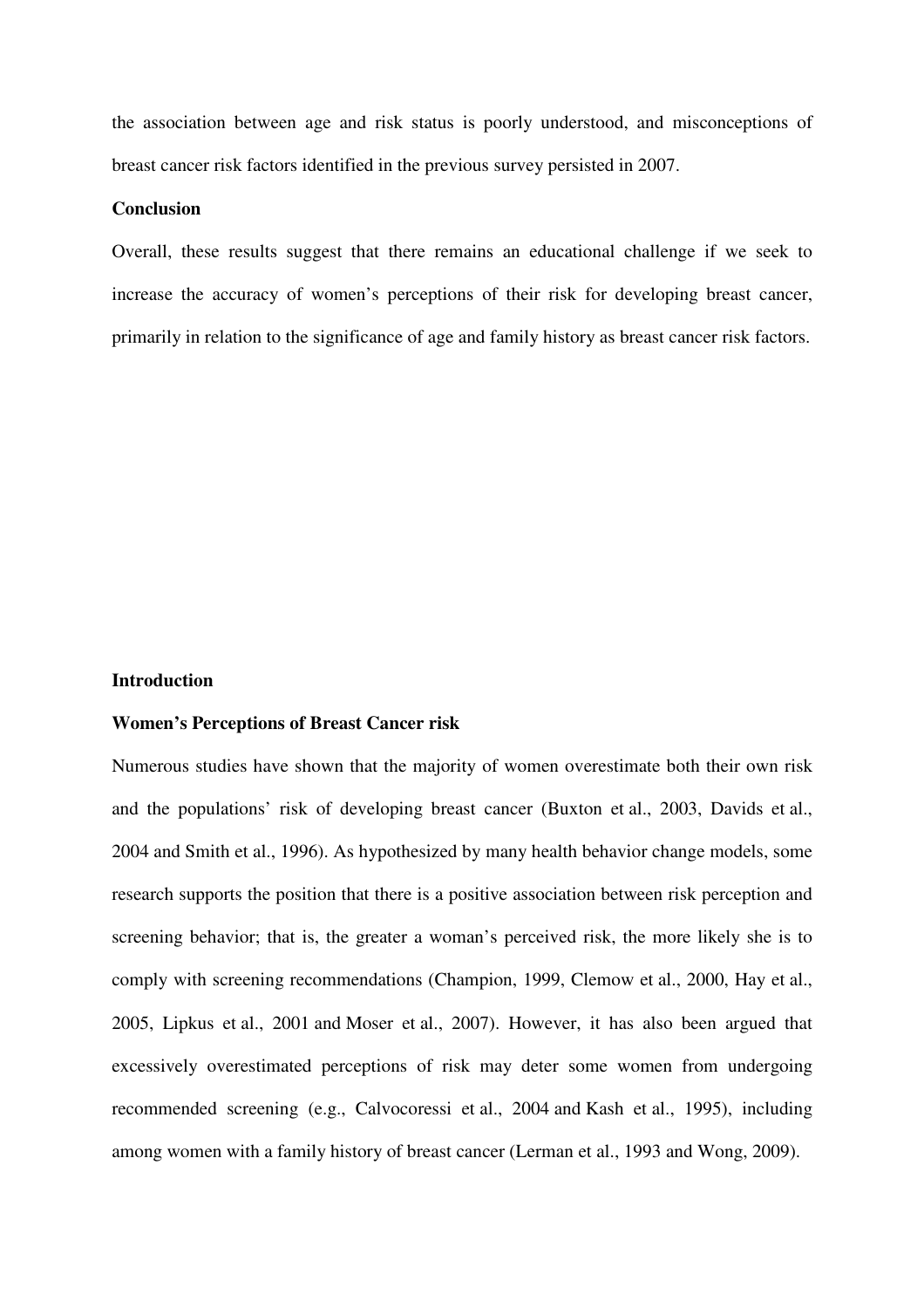the association between age and risk status is poorly understood, and misconceptions of breast cancer risk factors identified in the previous survey persisted in 2007.

**Conclusion**

Overall, these results suggest that there remains an educational challenge if we seek to increase the accuracy of women's perceptions of their risk for developing breast cancer, primarily in relation to the significance of age and family history as breast cancer risk factors.

## Introduction

### Women's Perceptions of Breast Cancer risk

Numerous studies have shown that the majority of women overestimate both their own risk and the populations' risk of developing breast cancer (Buxton et al., 2003, Davids et al., 2004 and Smith et al., 1996). As hypothesized by many health behavior change models, some research supports the position that there is a positive association between risk perception and screening behavior; that is, the greater a woman's perceived risk, the more likely she is to comply with screening recommendations (Champion, 1999, Clemow et al., 2000, Hay et al., 2005, Lipkus et al., 2001 and Moser et al., 2007). However, it has also been argued that excessively overestimated perceptions of risk may deter some women from undergoing recommended screening (e.g., Calvocoressi et al., 2004 and Kash et al., 1995), including among women with a family history of breast cancer (Lerman et al., 1993 and Wong, 2009).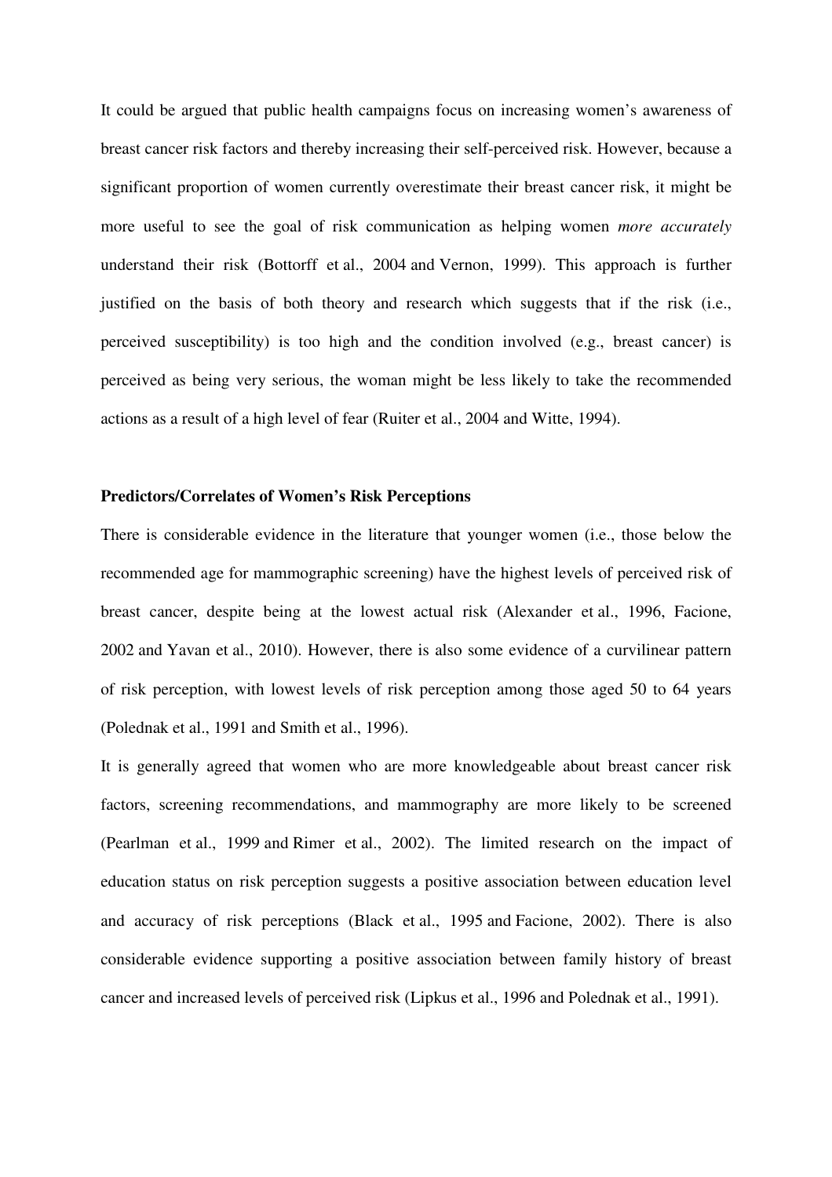It could be argued that public health campaigns focus on increasing women's awareness of breast cancer risk factors and thereby increasing their self-perceived risk. However, because a significant proportion of women currently overestimate their breast cancer risk, it might be more useful to see the goal of risk communication as helping women *more accurately* understand their risk (Bottorff et al., 2004 and Vernon, 1999). This approach is further justified on the basis of both theory and research which suggests that if the risk (i.e., perceived susceptibility) is too high and the condition involved (e.g., breast cancer) is perceived as being very serious, the woman might be less likely to take the recommended actions as a result of a high level of fear (Ruiter et al., 2004 and Witte, 1994).

**Predictors/Correlates of Women's Risk Perceptions**

There is considerable evidence in the literature that younger women (i.e., those below the recommended age for mammographic screening) have the highest levels of perceived risk of breast cancer, despite being at the lowest actual risk (Alexander et al., 1996, Facione, 2002 and Yavan et al., 2010). However, there is also some evidence of a curvilinear pattern of risk perception, with lowest levels of risk perception among those aged 50 to 64 years (Polednak et al., 1991 and Smith et al., 1996).

It is generally agreed that women who are more knowledgeable about breast cancer risk factors, screening recommendations, and mammography are more likely to be screened (Pearlman et al., 1999 and Rimer et al., 2002). The limited research on the impact of education status on risk perception suggests a positive association between education level and accuracy of risk perceptions (Black et al., 1995 and Facione, 2002). There is also considerable evidence supporting a positive association between family history of breast cancer and increased levels of perceived risk (Lipkus et al., 1996 and Polednak et al., 1991).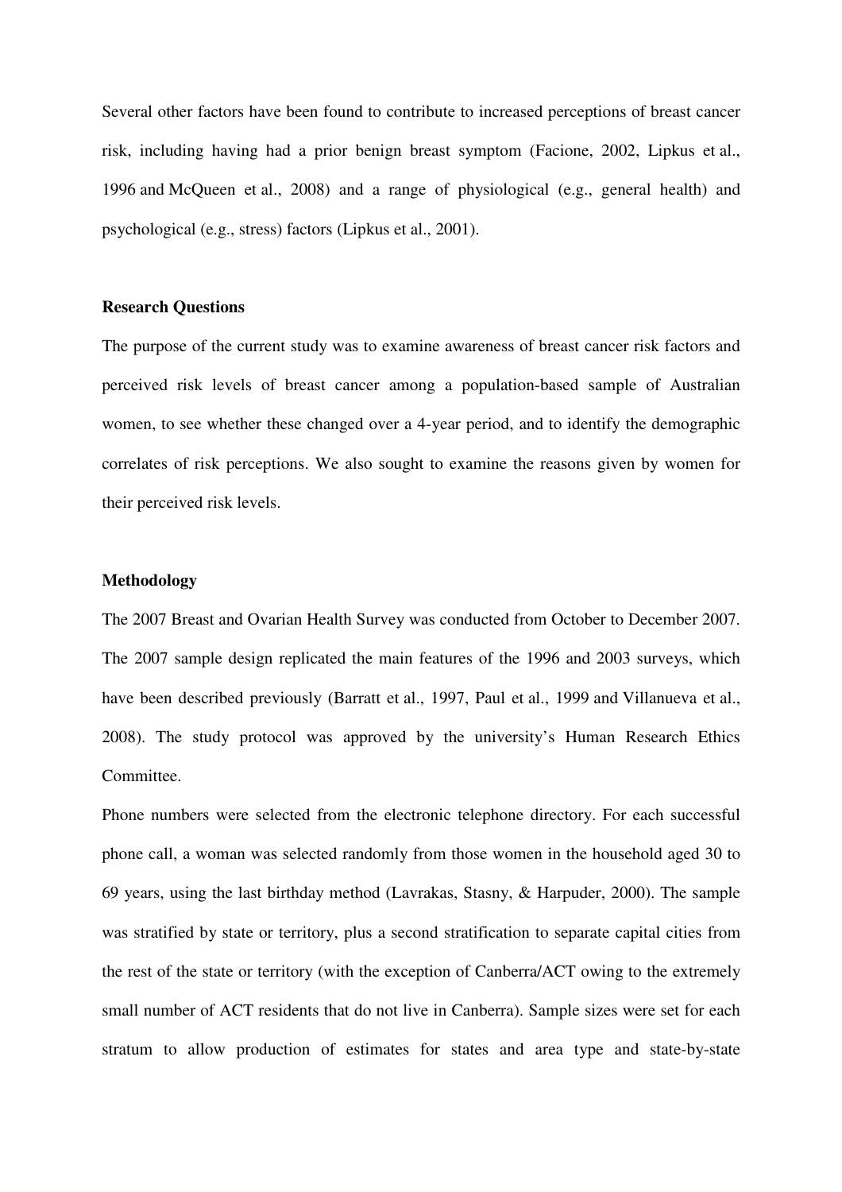Several other factors have been found to contribute to increased perceptions of breast cancer risk, including having had a prior benign breast symptom (Facione, 2002, Lipkus et al., 1996 and McQueen et al., 2008) and a range of physiological (e.g., general health) and psychological (e.g., stress) factors (Lipkus et al., 2001).

**Research Questions**

The purpose of the current study was to examine awareness of breast cancer risk factors and perceived risk levels of breast cancer among a population-based sample of Australian women, to see whether these changed over a 4-year period, and to identify the demographic correlates of risk perceptions. We also sought to examine the reasons given by women for their perceived risk levels.

**Methodology**

The 2007 Breast and Ovarian Health Survey was conducted from October to December 2007. The 2007 sample design replicated the main features of the 1996 and 2003 surveys, which have been described previously (Barratt et al., 1997, Paul et al., 1999 and Villanueva et al., 2008). The study protocol was approved by the university's Human Research Ethics Committee.

Phone numbers were selected from the electronic telephone directory. For each successful phone call, a woman was selected randomly from those women in the household aged 30 to 69 years, using the last birthday method (Lavrakas, Stasny, & Harpuder, 2000). The sample was stratified by state or territory, plus a second stratification to separate capital cities from the rest of the state or territory (with the exception of Canberra/ACT owing to the extremely small number of ACT residents that do not live in Canberra). Sample sizes were set for each stratum to allow production of estimates for states and area type and state-by-state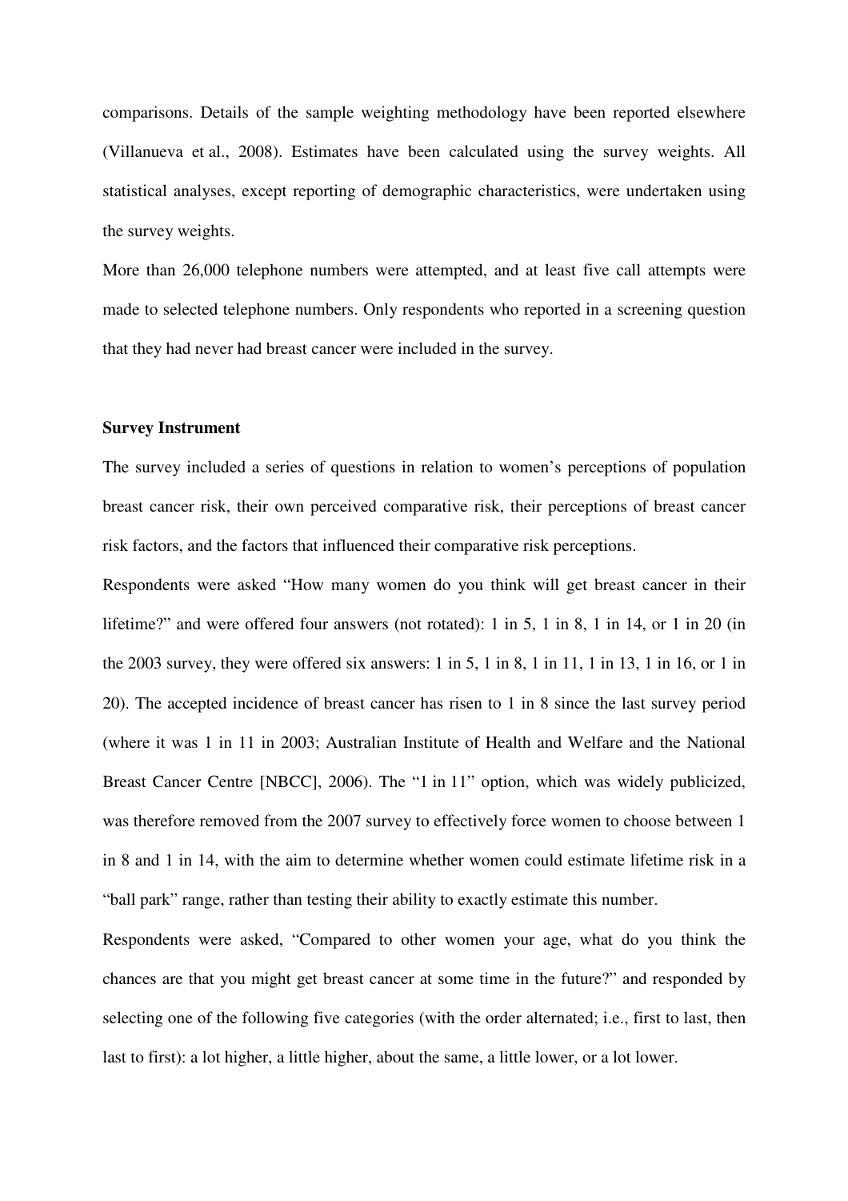comparisons. Details of the sample weighting methodology have been reported elsewhere (Villanueva et al., 2008). Estimates have been calculated using the survey weights. All statistical analyses, except reporting of demographic characteristics, were undertaken using the survey weights.

More than 26,000 telephone numbers were attempted, and at least five call attempts were made to selected telephone numbers. Only respondents who reported in a screening question that they had never had breast cancer were included in the survey.

**Survey Instrument**

The survey included a series of questions in relation to women's perceptions of population breast cancer risk, their own perceived comparative risk, their perceptions of breast cancer risk factors, and the factors that influenced their comparative risk perceptions.

Respondents were asked "How many women do you think will get breast cancer in their lifetime?" and were offered four answers (not rotated): 1 in 5, 1 in 8, 1 in 14, or 1 in 20 (in the 2003 survey, they were offered six answers: 1 in 5, 1 in 8, 1 in 11, 1 in 13, 1 in 16, or 1 in 20). The accepted incidence of breast cancer has risen to 1 in 8 since the last survey period (where it was 1 in 11 in 2003; Australian Institute of Health and Welfare and the National Breast Cancer Centre [NBCC], 2006). The "1 in 11" option, which was widely publicized, was therefore removed from the 2007 survey to effectively force women to choose between 1 in 8 and 1 in 14, with the aim to determine whether women could estimate lifetime risk in a "ball park" range, rather than testing their ability to exactly estimate this number.

Respondents were asked, "Compared to other women your age, what do you think the chances are that you might get breast cancer at some time in the future?" and responded by selecting one of the following five categories (with the order alternated; i.e., first to last, then last to first): a lot higher, a little higher, about the same, a little lower, or a lot lower.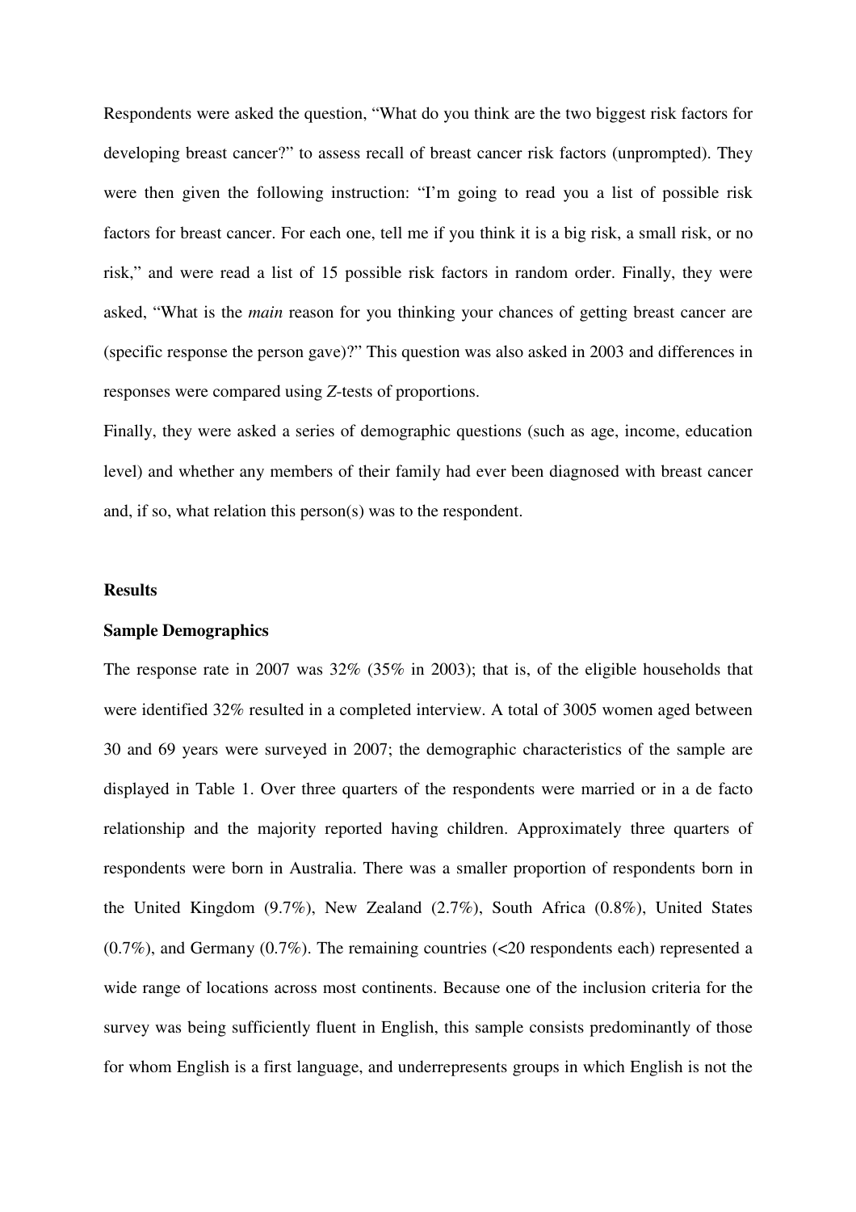Respondents were asked the question, "What do you think are the two biggest risk factors for developing breast cancer?" to assess recall of breast cancer risk factors (unprompted). They were then given the following instruction: "I'm going to read you a list of possible risk factors for breast cancer. For each one, tell me if you think it is a big risk, a small risk, or no risk," and were read a list of 15 possible risk factors in random order. Finally, they were asked, "What is the *main* reason for you thinking your chances of getting breast cancer are (specific response the person gave)?" This question was also asked in 2003 and differences in responses were compared using *Z*-tests of proportions.

Finally, they were asked a series of demographic questions (such as age, income, education level) and whether any members of their family had ever been diagnosed with breast cancer and, if so, what relation this person(s) was to the respondent.

## Results

### Sample Demographics

The response rate in 2007 was 32% (35% in 2003); that is, of the eligible households that were identified 32% resulted in a completed interview. A total of 3005 women aged between 30 and 69 years were surveyed in 2007; the demographic characteristics of the sample are displayed in Table 1. Over three quarters of the respondents were married or in a de facto relationship and the majority reported having children. Approximately three quarters of respondents were born in Australia. There was a smaller proportion of respondents born in the United Kingdom (9.7%), New Zealand (2.7%), South Africa (0.8%), United States (0.7%), and Germany (0.7%). The remaining countries (<20 respondents each) represented a wide range of locations across most continents. Because one of the inclusion criteria for the survey was being sufficiently fluent in English, this sample consists predominantly of those for whom English is a first language, and underrepresents groups in which English is not the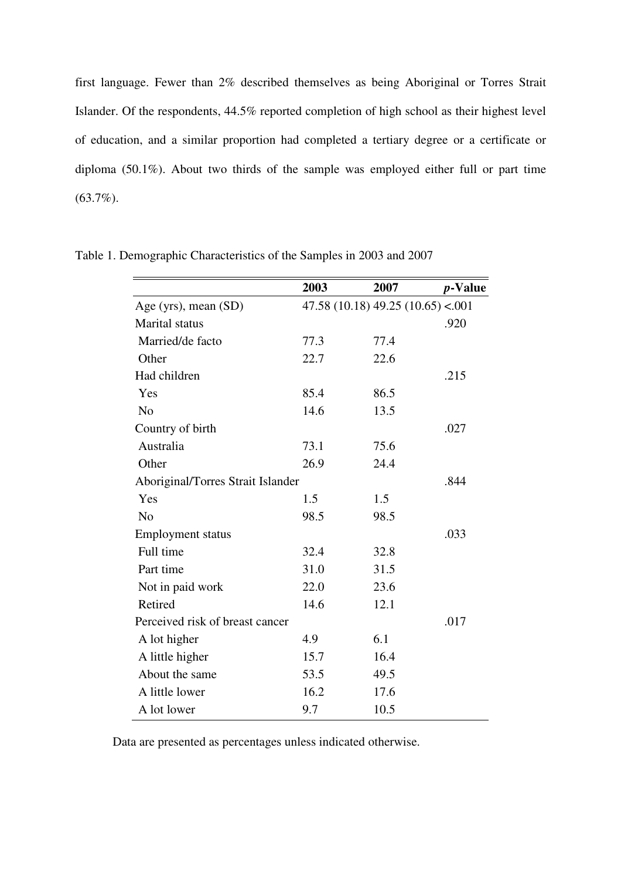first language. Fewer than 2% described themselves as being Aboriginal or Torres Strait Islander. Of the respondents, 44.5% reported completion of high school as their highest level of education, and a similar proportion had completed a tertiary degree or a certificate or diploma (50.1%). About two thirds of the sample was employed either full or part time (63.7%).

Table 1. Demographic Characteristics of the Samples in 2003 and 2007

| | 2003 | 2007 | *p*-Value |
|---|---|---|---|
| Age (yrs), mean (SD) | 47.58 (10.18) | 49.25 (10.65) | <.001 |
| Marital status | | | .920 |
| Married/de facto | 77.3 | 77.4 | |
| Other | 22.7 | 22.6 | |
| Had children | | | .215 |
| Yes | 85.4 | 86.5 | |
| No | 14.6 | 13.5 | |
| Country of birth | | | .027 |
| Australia | 73.1 | 75.6 | |
| Other | 26.9 | 24.4 | |
| Aboriginal/Torres Strait Islander | | | .844 |
| Yes | 1.5 | 1.5 | |
| No | 98.5 | 98.5 | |
| Employment status | | | .033 |
| Full time | 32.4 | 32.8 | |
| Part time | 31.0 | 31.5 | |
| Not in paid work | 22.0 | 23.6 | |
| Retired | 14.6 | 12.1 | |
| Perceived risk of breast cancer | | | .017 |
| A lot higher | 4.9 | 6.1 | |
| A little higher | 15.7 | 16.4 | |
| About the same | 53.5 | 49.5 | |
| A little lower | 16.2 | 17.6 | |
| A lot lower | 9.7 | 10.5 | |

Data are presented as percentages unless indicated otherwise.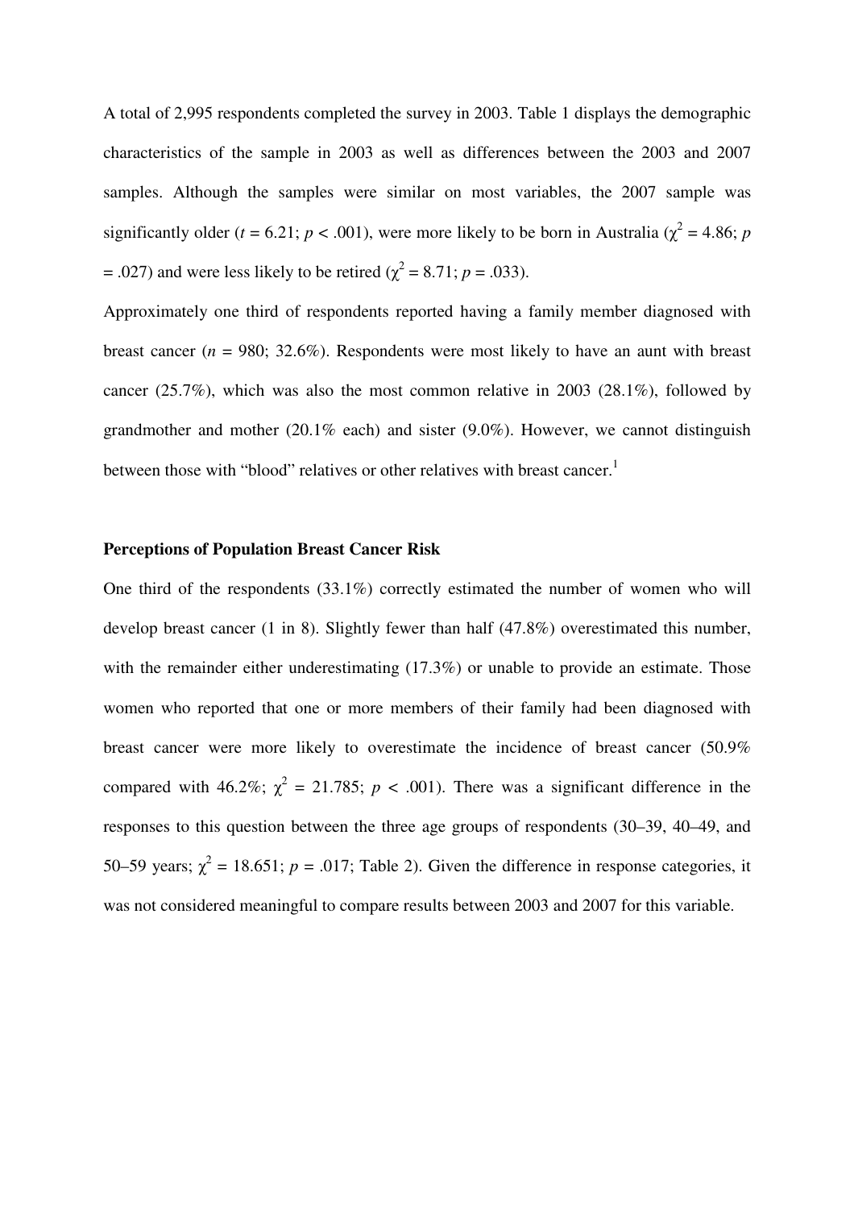A total of 2,995 respondents completed the survey in 2003. Table 1 displays the demographic characteristics of the sample in 2003 as well as differences between the 2003 and 2007 samples. Although the samples were similar on most variables, the 2007 sample was significantly older ($t$ = 6.21; $p < .001$), were more likely to be born in Australia ($\chi^2$ = 4.86; $p$ = .027) and were less likely to be retired ($\chi^2$ = 8.71; $p$ = .033).

Approximately one third of respondents reported having a family member diagnosed with breast cancer ($n$ = 980; 32.6%). Respondents were most likely to have an aunt with breast cancer (25.7%), which was also the most common relative in 2003 (28.1%), followed by grandmother and mother (20.1% each) and sister (9.0%). However, we cannot distinguish between those with "blood" relatives or other relatives with breast cancer.[1]

**Perceptions of Population Breast Cancer Risk**

One third of the respondents (33.1%) correctly estimated the number of women who will develop breast cancer (1 in 8). Slightly fewer than half (47.8%) overestimated this number, with the remainder either underestimating (17.3%) or unable to provide an estimate. Those women who reported that one or more members of their family had been diagnosed with breast cancer were more likely to overestimate the incidence of breast cancer (50.9% compared with 46.2%; $\chi^2$ = 21.785; $p < .001$). There was a significant difference in the responses to this question between the three age groups of respondents (30–39, 40–49, and 50–59 years; $\chi^2$ = 18.651; $p$ = .017; Table 2). Given the difference in response categories, it was not considered meaningful to compare results between 2003 and 2007 for this variable.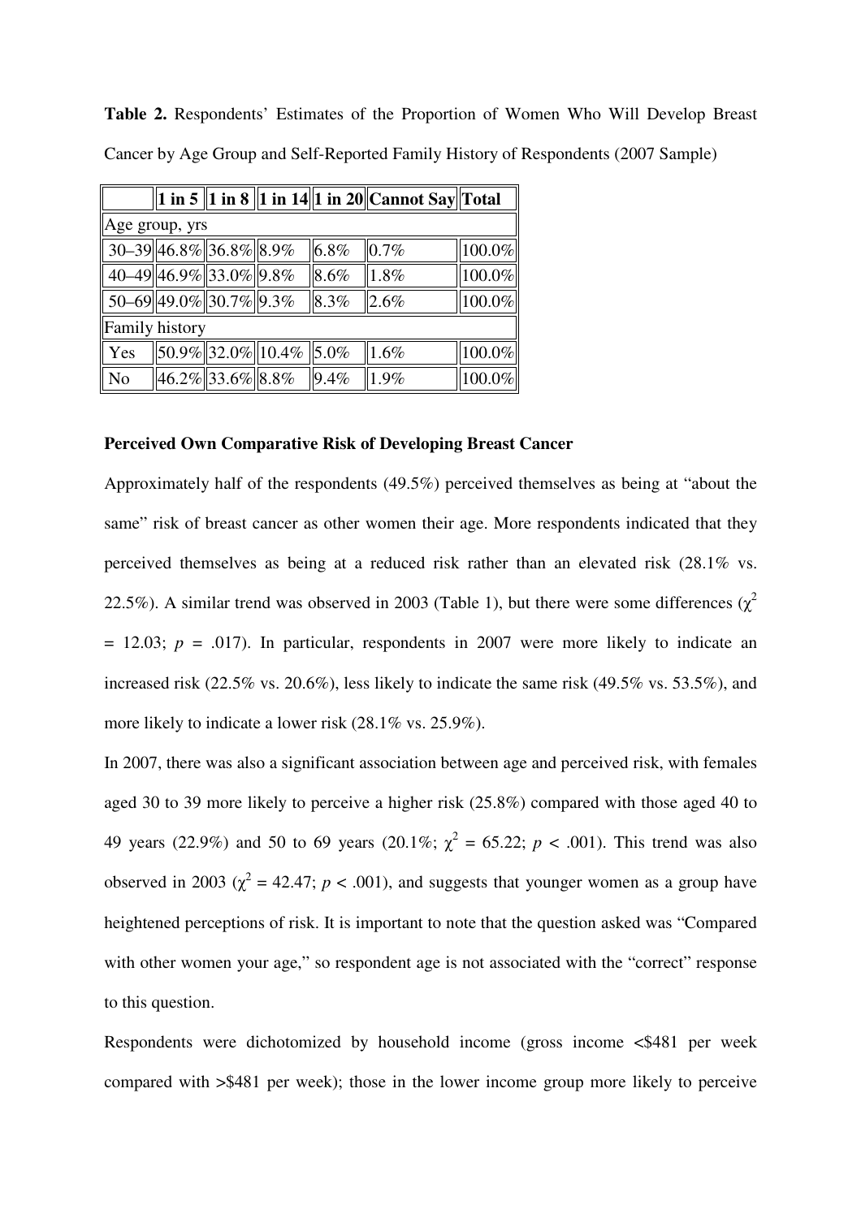**Table 2.** Respondents' Estimates of the Proportion of Women Who Will Develop Breast Cancer by Age Group and Self-Reported Family History of Respondents (2007 Sample)

| | 1 in 5 | 1 in 8 | 1 in 14 | 1 in 20 | Cannot Say | Total |
|---|---|---|---|---|---|---|
| Age group, yrs | | | | | | |
| 30–39 | 46.8% | 36.8% | 8.9% | 6.8% | 0.7% | 100.0% |
| 40–49 | 46.9% | 33.0% | 9.8% | 8.6% | 1.8% | 100.0% |
| 50–69 | 49.0% | 30.7% | 9.3% | 8.3% | 2.6% | 100.0% |
| Family history | | | | | | |
| Yes | 50.9% | 32.0% | 10.4% | 5.0% | 1.6% | 100.0% |
| No | 46.2% | 33.6% | 8.8% | 9.4% | 1.9% | 100.0% |

**Perceived Own Comparative Risk of Developing Breast Cancer**

Approximately half of the respondents (49.5%) perceived themselves as being at "about the same" risk of breast cancer as other women their age. More respondents indicated that they perceived themselves as being at a reduced risk rather than an elevated risk (28.1% vs. 22.5%). A similar trend was observed in 2003 (Table 1), but there were some differences ($\chi^2 = 12.03$; $p = .017$). In particular, respondents in 2007 were more likely to indicate an increased risk (22.5% vs. 20.6%), less likely to indicate the same risk (49.5% vs. 53.5%), and more likely to indicate a lower risk (28.1% vs. 25.9%).

In 2007, there was also a significant association between age and perceived risk, with females aged 30 to 39 more likely to perceive a higher risk (25.8%) compared with those aged 40 to 49 years (22.9%) and 50 to 69 years (20.1%; $\chi^2 = 65.22$; $p < .001$). This trend was also observed in 2003 ($\chi^2 = 42.47$; $p < .001$), and suggests that younger women as a group have heightened perceptions of risk. It is important to note that the question asked was "Compared with other women your age," so respondent age is not associated with the "correct" response to this question.

Respondents were dichotomized by household income (gross income <$481 per week compared with >$481 per week); those in the lower income group more likely to perceive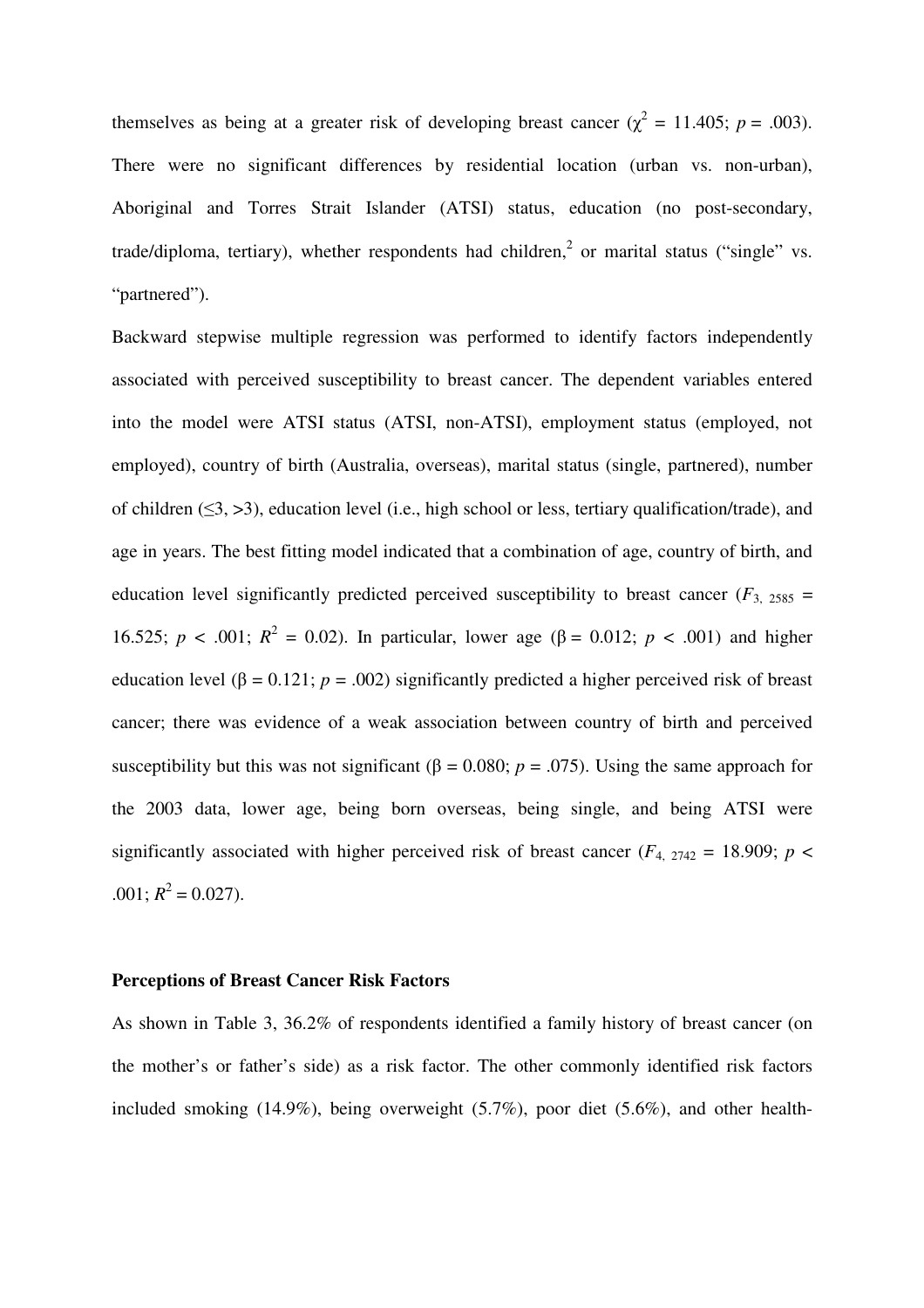themselves as being at a greater risk of developing breast cancer ($\chi^2$ = 11.405; $p$ = .003). There were no significant differences by residential location (urban vs. non-urban), Aboriginal and Torres Strait Islander (ATSI) status, education (no post-secondary, trade/diploma, tertiary), whether respondents had children,[2] or marital status ("single" vs. "partnered").

Backward stepwise multiple regression was performed to identify factors independently associated with perceived susceptibility to breast cancer. The dependent variables entered into the model were ATSI status (ATSI, non-ATSI), employment status (employed, not employed), country of birth (Australia, overseas), marital status (single, partnered), number of children (≤3, >3), education level (i.e., high school or less, tertiary qualification/trade), and age in years. The best fitting model indicated that a combination of age, country of birth, and education level significantly predicted perceived susceptibility to breast cancer ($F_{3,\ 2585}$ = 16.525; $p$ < .001; $R^2$ = 0.02). In particular, lower age ($\beta$ = 0.012; $p$ < .001) and higher education level ($\beta$ = 0.121; $p$ = .002) significantly predicted a higher perceived risk of breast cancer; there was evidence of a weak association between country of birth and perceived susceptibility but this was not significant ($\beta$ = 0.080; $p$ = .075). Using the same approach for the 2003 data, lower age, being born overseas, being single, and being ATSI were significantly associated with higher perceived risk of breast cancer ($F_{4,\ 2742}$ = 18.909; $p$ < .001; $R^2$ = 0.027).

### Perceptions of Breast Cancer Risk Factors

As shown in Table 3, 36.2% of respondents identified a family history of breast cancer (on the mother's or father's side) as a risk factor. The other commonly identified risk factors included smoking (14.9%), being overweight (5.7%), poor diet (5.6%), and other health-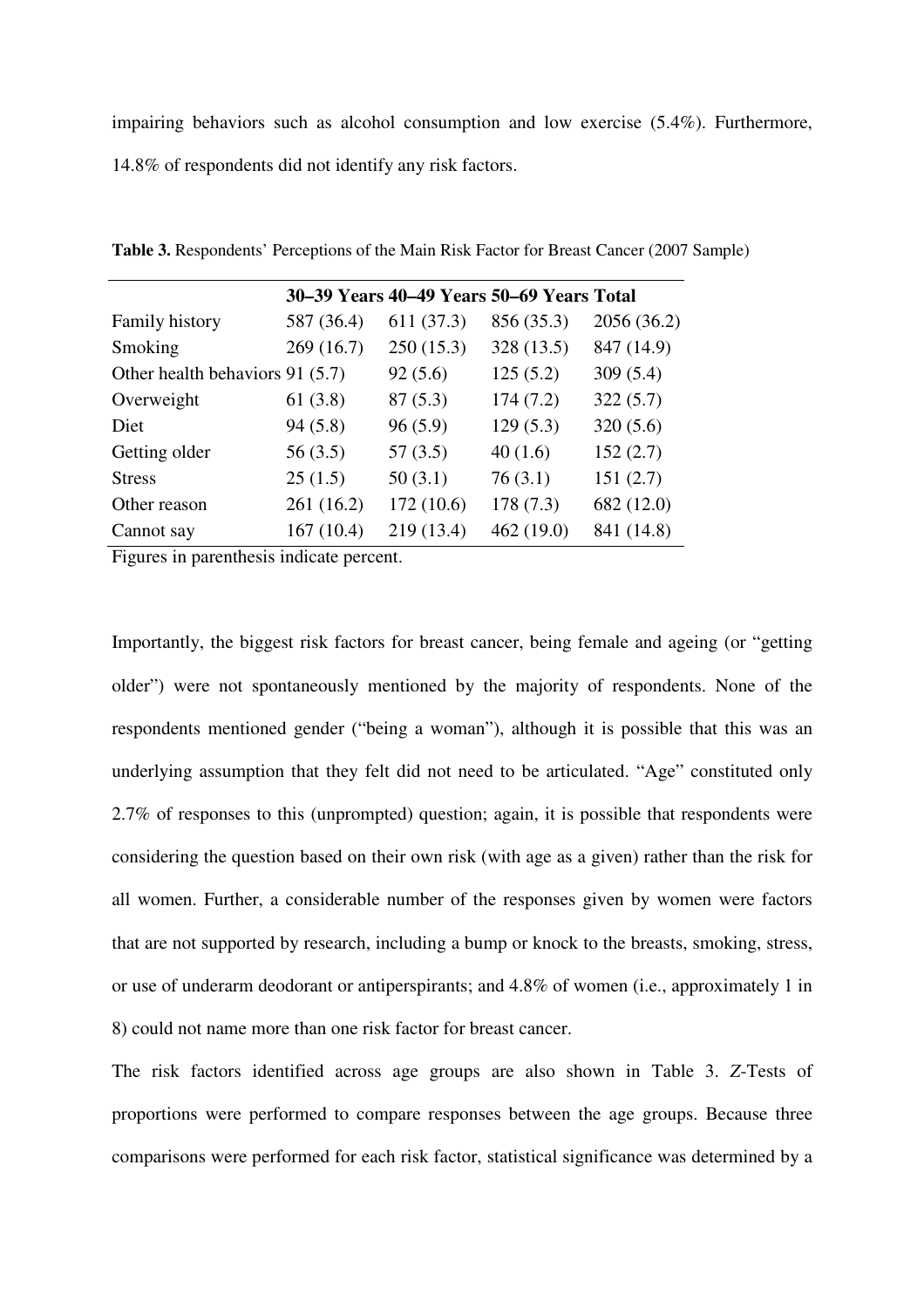impairing behaviors such as alcohol consumption and low exercise (5.4%). Furthermore, 14.8% of respondents did not identify any risk factors.

**Table 3.** Respondents' Perceptions of the Main Risk Factor for Breast Cancer (2007 Sample)

| | 30–39 Years | 40–49 Years | 50–69 Years | Total |
|---|---|---|---|---|
| Family history | 587 (36.4) | 611 (37.3) | 856 (35.3) | 2056 (36.2) |
| Smoking | 269 (16.7) | 250 (15.3) | 328 (13.5) | 847 (14.9) |
| Other health behaviors | 91 (5.7) | 92 (5.6) | 125 (5.2) | 309 (5.4) |
| Overweight | 61 (3.8) | 87 (5.3) | 174 (7.2) | 322 (5.7) |
| Diet | 94 (5.8) | 96 (5.9) | 129 (5.3) | 320 (5.6) |
| Getting older | 56 (3.5) | 57 (3.5) | 40 (1.6) | 152 (2.7) |
| Stress | 25 (1.5) | 50 (3.1) | 76 (3.1) | 151 (2.7) |
| Other reason | 261 (16.2) | 172 (10.6) | 178 (7.3) | 682 (12.0) |
| Cannot say | 167 (10.4) | 219 (13.4) | 462 (19.0) | 841 (14.8) |

Figures in parenthesis indicate percent.

Importantly, the biggest risk factors for breast cancer, being female and ageing (or "getting older") were not spontaneously mentioned by the majority of respondents. None of the respondents mentioned gender ("being a woman"), although it is possible that this was an underlying assumption that they felt did not need to be articulated. "Age" constituted only 2.7% of responses to this (unprompted) question; again, it is possible that respondents were considering the question based on their own risk (with age as a given) rather than the risk for all women. Further, a considerable number of the responses given by women were factors that are not supported by research, including a bump or knock to the breasts, smoking, stress, or use of underarm deodorant or antiperspirants; and 4.8% of women (i.e., approximately 1 in 8) could not name more than one risk factor for breast cancer.

The risk factors identified across age groups are also shown in Table 3. *Z*-Tests of proportions were performed to compare responses between the age groups. Because three comparisons were performed for each risk factor, statistical significance was determined by a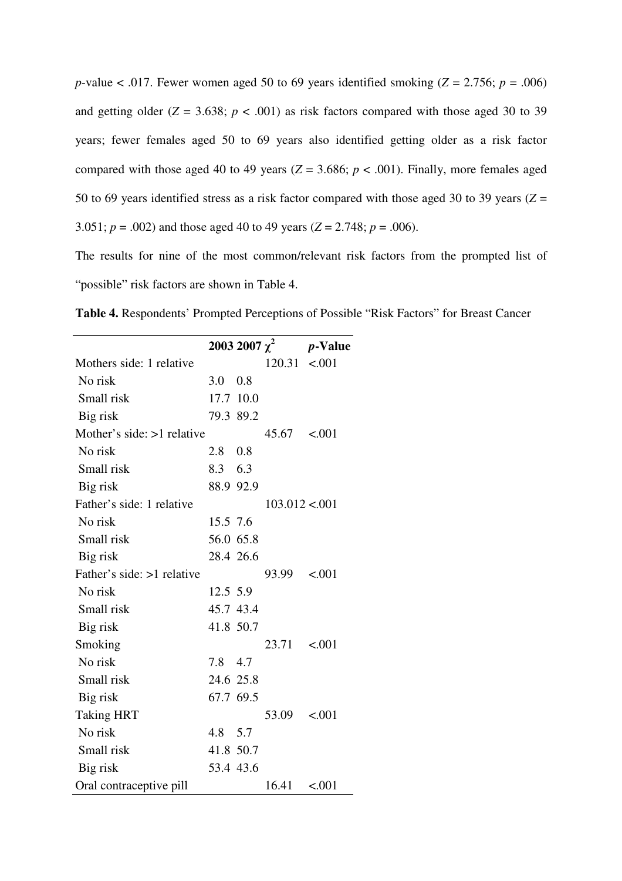*p*-value < .017. Fewer women aged 50 to 69 years identified smoking ($Z = 2.756$; $p = .006$) and getting older ($Z = 3.638$; $p < .001$) as risk factors compared with those aged 30 to 39 years; fewer females aged 50 to 69 years also identified getting older as a risk factor compared with those aged 40 to 49 years ($Z = 3.686$; $p < .001$). Finally, more females aged 50 to 69 years identified stress as a risk factor compared with those aged 30 to 39 years ($Z = 3.051$; $p = .002$) and those aged 40 to 49 years ($Z = 2.748$; $p = .006$).

The results for nine of the most common/relevant risk factors from the prompted list of "possible" risk factors are shown in Table 4.

**Table 4.** Respondents' Prompted Perceptions of Possible "Risk Factors" for Breast Cancer

| | **2003** | **2007** | $\chi^2$ | ***p*-Value** |
|---|---|---|---|---|
| Mothers side: 1 relative | | | 120.31 | <.001 |
| No risk | 3.0 | 0.8 | | |
| Small risk | 17.7 | 10.0 | | |
| Big risk | 79.3 | 89.2 | | |
| Mother's side: >1 relative | | | 45.67 | <.001 |
| No risk | 2.8 | 0.8 | | |
| Small risk | 8.3 | 6.3 | | |
| Big risk | 88.9 | 92.9 | | |
| Father's side: 1 relative | | | 103.012 | <.001 |
| No risk | 15.5 | 7.6 | | |
| Small risk | 56.0 | 65.8 | | |
| Big risk | 28.4 | 26.6 | | |
| Father's side: >1 relative | | | 93.99 | <.001 |
| No risk | 12.5 | 5.9 | | |
| Small risk | 45.7 | 43.4 | | |
| Big risk | 41.8 | 50.7 | | |
| Smoking | | | 23.71 | <.001 |
| No risk | 7.8 | 4.7 | | |
| Small risk | 24.6 | 25.8 | | |
| Big risk | 67.7 | 69.5 | | |
| Taking HRT | | | 53.09 | <.001 |
| No risk | 4.8 | 5.7 | | |
| Small risk | 41.8 | 50.7 | | |
| Big risk | 53.4 | 43.6 | | |
| Oral contraceptive pill | | | 16.41 | <.001 |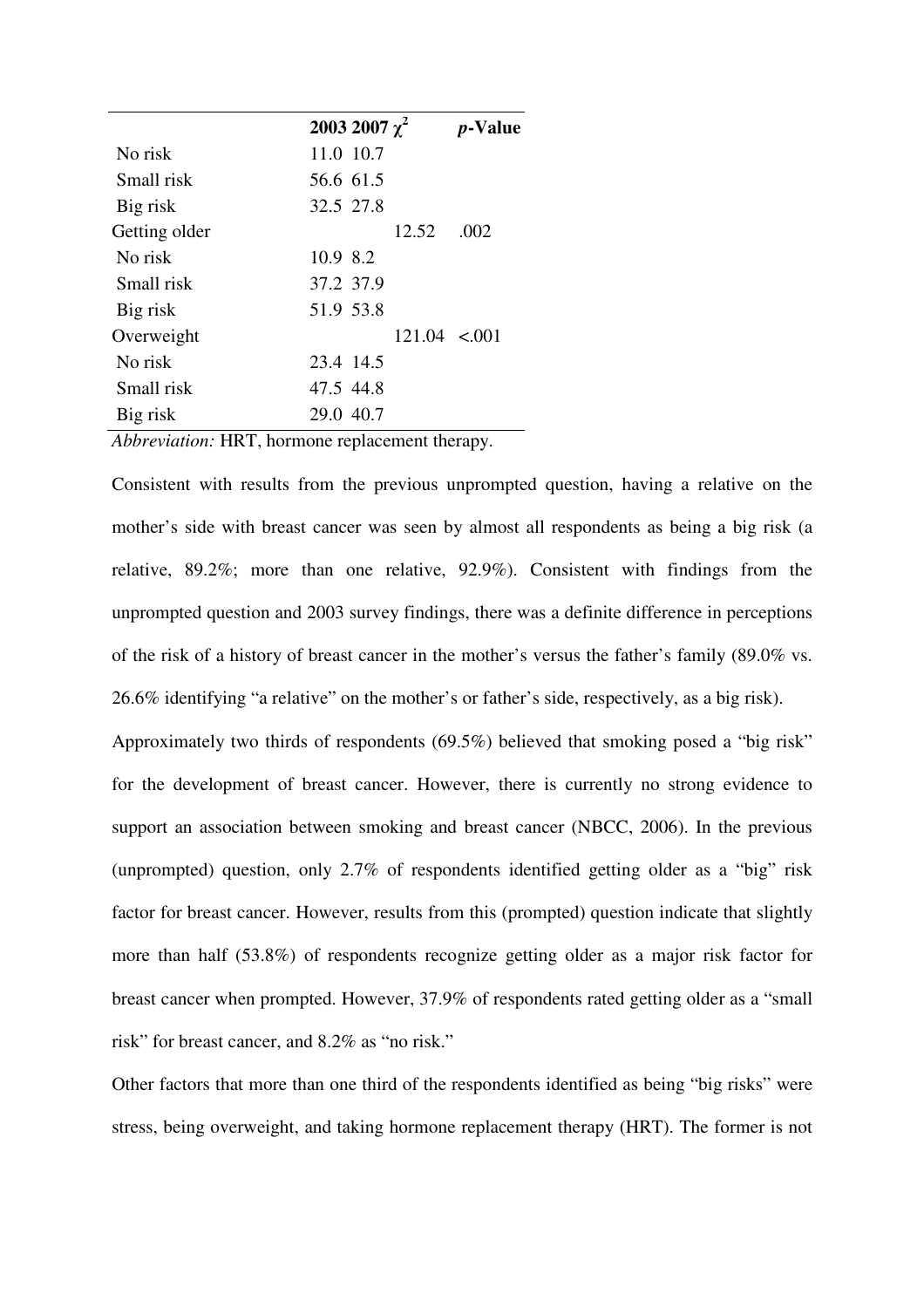| | 2003 | 2007 | $\chi^2$ | *p*-Value |
|---|---|---|---|---|
| No risk | 11.0 | 10.7 | | |
| Small risk | 56.6 | 61.5 | | |
| Big risk | 32.5 | 27.8 | | |
| Getting older | | | 12.52 | .002 |
| No risk | 10.9 | 8.2 | | |
| Small risk | 37.2 | 37.9 | | |
| Big risk | 51.9 | 53.8 | | |
| Overweight | | | 121.04 | <.001 |
| No risk | 23.4 | 14.5 | | |
| Small risk | 47.5 | 44.8 | | |
| Big risk | 29.0 | 40.7 | | |

*Abbreviation:* HRT, hormone replacement therapy.

Consistent with results from the previous unprompted question, having a relative on the mother's side with breast cancer was seen by almost all respondents as being a big risk (a relative, 89.2%; more than one relative, 92.9%). Consistent with findings from the unprompted question and 2003 survey findings, there was a definite difference in perceptions of the risk of a history of breast cancer in the mother's versus the father's family (89.0% vs. 26.6% identifying "a relative" on the mother's or father's side, respectively, as a big risk).

Approximately two thirds of respondents (69.5%) believed that smoking posed a "big risk" for the development of breast cancer. However, there is currently no strong evidence to support an association between smoking and breast cancer (NBCC, 2006). In the previous (unprompted) question, only 2.7% of respondents identified getting older as a "big" risk factor for breast cancer. However, results from this (prompted) question indicate that slightly more than half (53.8%) of respondents recognize getting older as a major risk factor for breast cancer when prompted. However, 37.9% of respondents rated getting older as a "small risk" for breast cancer, and 8.2% as "no risk."

Other factors that more than one third of the respondents identified as being "big risks" were stress, being overweight, and taking hormone replacement therapy (HRT). The former is not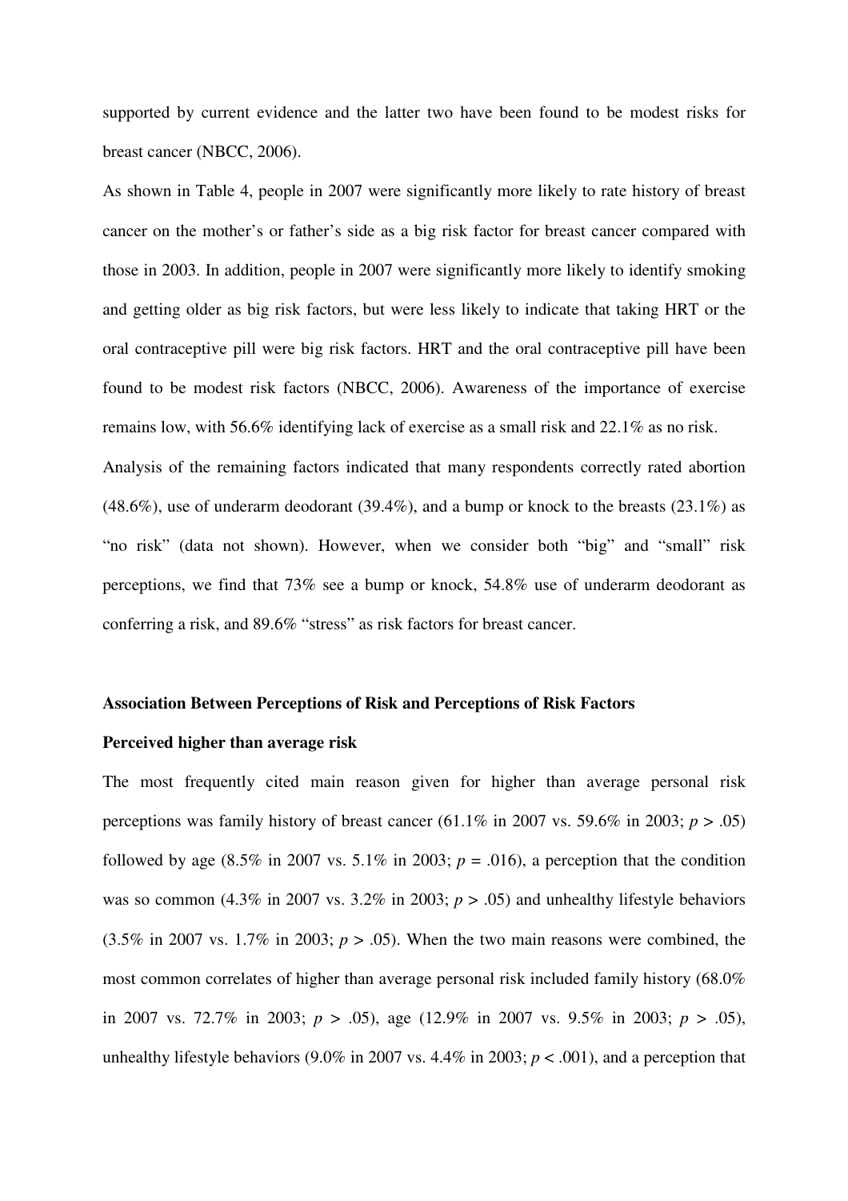supported by current evidence and the latter two have been found to be modest risks for breast cancer (NBCC, 2006).

As shown in Table 4, people in 2007 were significantly more likely to rate history of breast cancer on the mother's or father's side as a big risk factor for breast cancer compared with those in 2003. In addition, people in 2007 were significantly more likely to identify smoking and getting older as big risk factors, but were less likely to indicate that taking HRT or the oral contraceptive pill were big risk factors. HRT and the oral contraceptive pill have been found to be modest risk factors (NBCC, 2006). Awareness of the importance of exercise remains low, with 56.6% identifying lack of exercise as a small risk and 22.1% as no risk.

Analysis of the remaining factors indicated that many respondents correctly rated abortion (48.6%), use of underarm deodorant (39.4%), and a bump or knock to the breasts (23.1%) as "no risk" (data not shown). However, when we consider both "big" and "small" risk perceptions, we find that 73% see a bump or knock, 54.8% use of underarm deodorant as conferring a risk, and 89.6% "stress" as risk factors for breast cancer.

**Association Between Perceptions of Risk and Perceptions of Risk Factors**

**Perceived higher than average risk**

The most frequently cited main reason given for higher than average personal risk perceptions was family history of breast cancer (61.1% in 2007 vs. 59.6% in 2003; $p > .05$) followed by age (8.5% in 2007 vs. 5.1% in 2003; $p = .016$), a perception that the condition was so common (4.3% in 2007 vs. 3.2% in 2003; $p > .05$) and unhealthy lifestyle behaviors (3.5% in 2007 vs. 1.7% in 2003; $p > .05$). When the two main reasons were combined, the most common correlates of higher than average personal risk included family history (68.0% in 2007 vs. 72.7% in 2003; $p > .05$), age (12.9% in 2007 vs. 9.5% in 2003; $p > .05$), unhealthy lifestyle behaviors (9.0% in 2007 vs. 4.4% in 2003; $p < .001$), and a perception that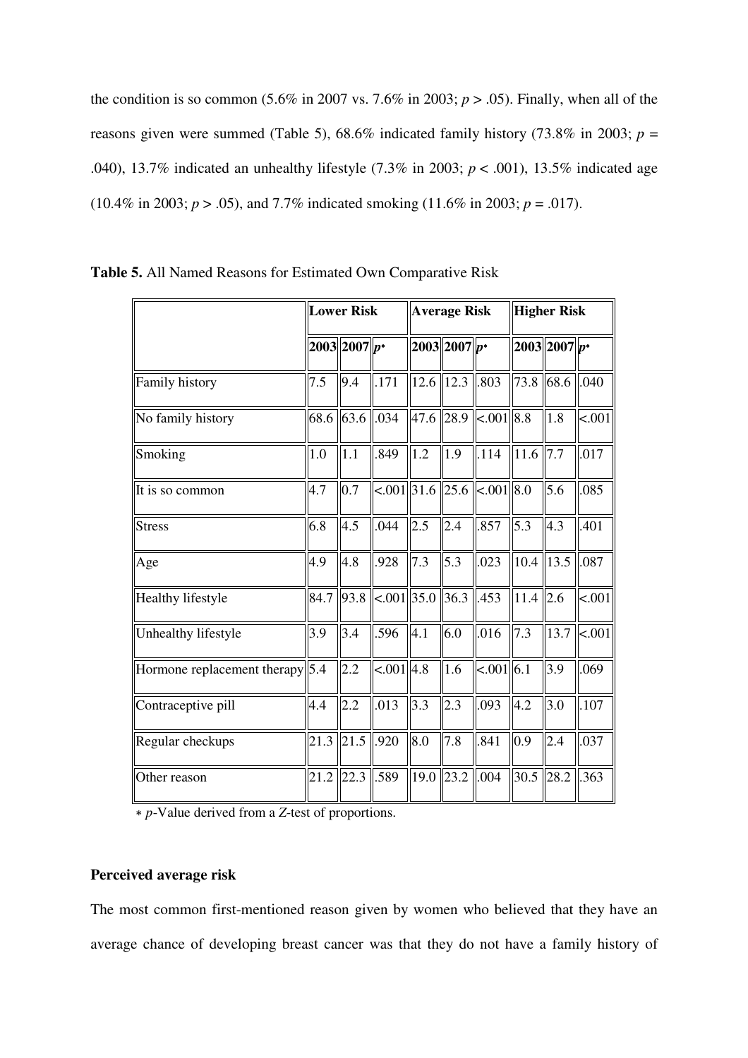the condition is so common (5.6% in 2007 vs. 7.6% in 2003; $p > .05$). Finally, when all of the reasons given were summed (Table 5), 68.6% indicated family history (73.8% in 2003; $p = .040$), 13.7% indicated an unhealthy lifestyle (7.3% in 2003; $p < .001$), 13.5% indicated age (10.4% in 2003; $p > .05$), and 7.7% indicated smoking (11.6% in 2003; $p = .017$).

**Table 5.** All Named Reasons for Estimated Own Comparative Risk

| | **Lower Risk** | | | **Average Risk** | | | **Higher Risk** | | |
|---|---|---|---|---|---|---|---|---|---|
| | **2003** | **2007** | ***p**** | **2003** | **2007** | ***p**** | **2003** | **2007** | ***p**** |
| Family history | 7.5 | 9.4 | .171 | 12.6 | 12.3 | .803 | 73.8 | 68.6 | .040 |
| No family history | 68.6 | 63.6 | .034 | 47.6 | 28.9 | <.001 | 8.8 | 1.8 | <.001 |
| Smoking | 1.0 | 1.1 | .849 | 1.2 | 1.9 | .114 | 11.6 | 7.7 | .017 |
| It is so common | 4.7 | 0.7 | <.001 | 31.6 | 25.6 | <.001 | 8.0 | 5.6 | .085 |
| Stress | 6.8 | 4.5 | .044 | 2.5 | 2.4 | .857 | 5.3 | 4.3 | .401 |
| Age | 4.9 | 4.8 | .928 | 7.3 | 5.3 | .023 | 10.4 | 13.5 | .087 |
| Healthy lifestyle | 84.7 | 93.8 | <.001 | 35.0 | 36.3 | .453 | 11.4 | 2.6 | <.001 |
| Unhealthy lifestyle | 3.9 | 3.4 | .596 | 4.1 | 6.0 | .016 | 7.3 | 13.7 | <.001 |
| Hormone replacement therapy | 5.4 | 2.2 | <.001 | 4.8 | 1.6 | <.001 | 6.1 | 3.9 | .069 |
| Contraceptive pill | 4.4 | 2.2 | .013 | 3.3 | 2.3 | .093 | 4.2 | 3.0 | .107 |
| Regular checkups | 21.3 | 21.5 | .920 | 8.0 | 7.8 | .841 | 0.9 | 2.4 | .037 |
| Other reason | 21.2 | 22.3 | .589 | 19.0 | 23.2 | .004 | 30.5 | 28.2 | .363 |

\* *p*-Value derived from a *Z*-test of proportions.

### Perceived average risk

The most common first-mentioned reason given by women who believed that they have an average chance of developing breast cancer was that they do not have a family history of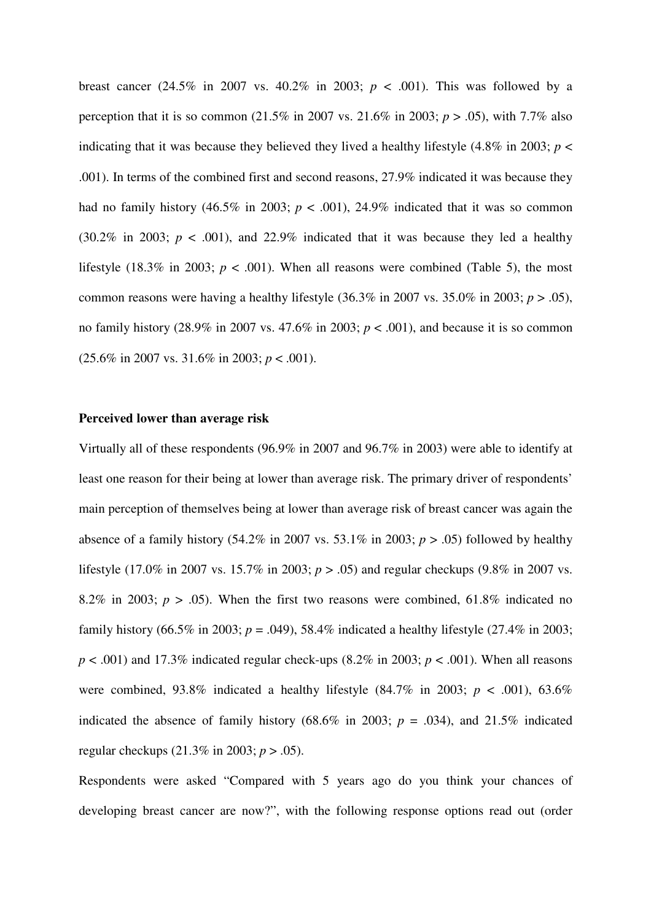breast cancer (24.5% in 2007 vs. 40.2% in 2003; $p < .001$). This was followed by a perception that it is so common (21.5% in 2007 vs. 21.6% in 2003; $p > .05$), with 7.7% also indicating that it was because they believed they lived a healthy lifestyle (4.8% in 2003; $p < .001$). In terms of the combined first and second reasons, 27.9% indicated it was because they had no family history (46.5% in 2003; $p < .001$), 24.9% indicated that it was so common (30.2% in 2003; $p < .001$), and 22.9% indicated that it was because they led a healthy lifestyle (18.3% in 2003; $p < .001$). When all reasons were combined (Table 5), the most common reasons were having a healthy lifestyle (36.3% in 2007 vs. 35.0% in 2003; $p > .05$), no family history (28.9% in 2007 vs. 47.6% in 2003; $p < .001$), and because it is so common (25.6% in 2007 vs. 31.6% in 2003; $p < .001$).

**Perceived lower than average risk**

Virtually all of these respondents (96.9% in 2007 and 96.7% in 2003) were able to identify at least one reason for their being at lower than average risk. The primary driver of respondents' main perception of themselves being at lower than average risk of breast cancer was again the absence of a family history (54.2% in 2007 vs. 53.1% in 2003; $p > .05$) followed by healthy lifestyle (17.0% in 2007 vs. 15.7% in 2003; $p > .05$) and regular checkups (9.8% in 2007 vs. 8.2% in 2003; $p > .05$). When the first two reasons were combined, 61.8% indicated no family history (66.5% in 2003; $p = .049$), 58.4% indicated a healthy lifestyle (27.4% in 2003; $p < .001$) and 17.3% indicated regular check-ups (8.2% in 2003; $p < .001$). When all reasons were combined, 93.8% indicated a healthy lifestyle (84.7% in 2003; $p < .001$), 63.6% indicated the absence of family history (68.6% in 2003; $p = .034$), and 21.5% indicated regular checkups (21.3% in 2003; $p > .05$).

Respondents were asked "Compared with 5 years ago do you think your chances of developing breast cancer are now?", with the following response options read out (order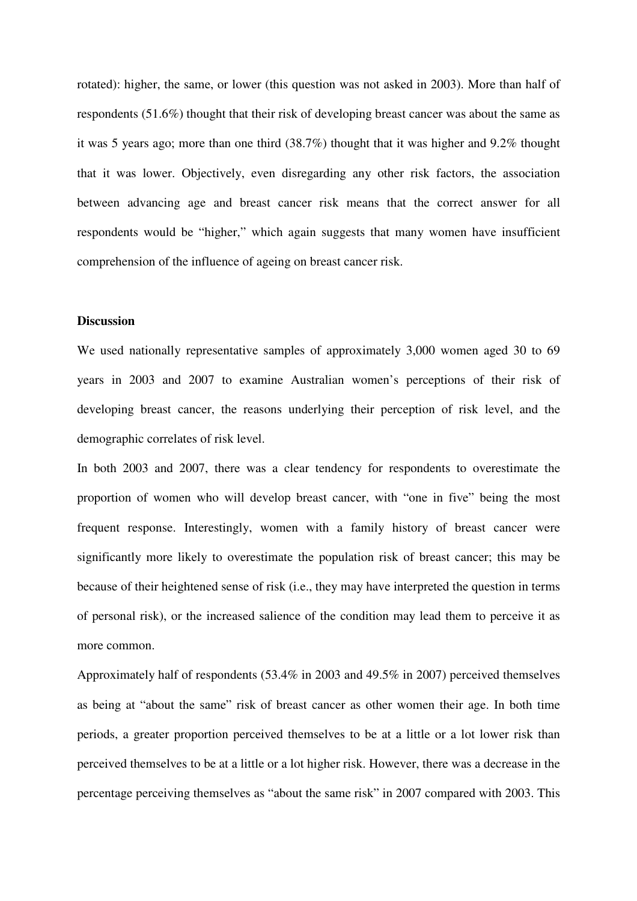rotated): higher, the same, or lower (this question was not asked in 2003). More than half of respondents (51.6%) thought that their risk of developing breast cancer was about the same as it was 5 years ago; more than one third (38.7%) thought that it was higher and 9.2% thought that it was lower. Objectively, even disregarding any other risk factors, the association between advancing age and breast cancer risk means that the correct answer for all respondents would be "higher," which again suggests that many women have insufficient comprehension of the influence of ageing on breast cancer risk.

**Discussion**

We used nationally representative samples of approximately 3,000 women aged 30 to 69 years in 2003 and 2007 to examine Australian women's perceptions of their risk of developing breast cancer, the reasons underlying their perception of risk level, and the demographic correlates of risk level.

In both 2003 and 2007, there was a clear tendency for respondents to overestimate the proportion of women who will develop breast cancer, with "one in five" being the most frequent response. Interestingly, women with a family history of breast cancer were significantly more likely to overestimate the population risk of breast cancer; this may be because of their heightened sense of risk (i.e., they may have interpreted the question in terms of personal risk), or the increased salience of the condition may lead them to perceive it as more common.

Approximately half of respondents (53.4% in 2003 and 49.5% in 2007) perceived themselves as being at "about the same" risk of breast cancer as other women their age. In both time periods, a greater proportion perceived themselves to be at a little or a lot lower risk than perceived themselves to be at a little or a lot higher risk. However, there was a decrease in the percentage perceiving themselves as "about the same risk" in 2007 compared with 2003. This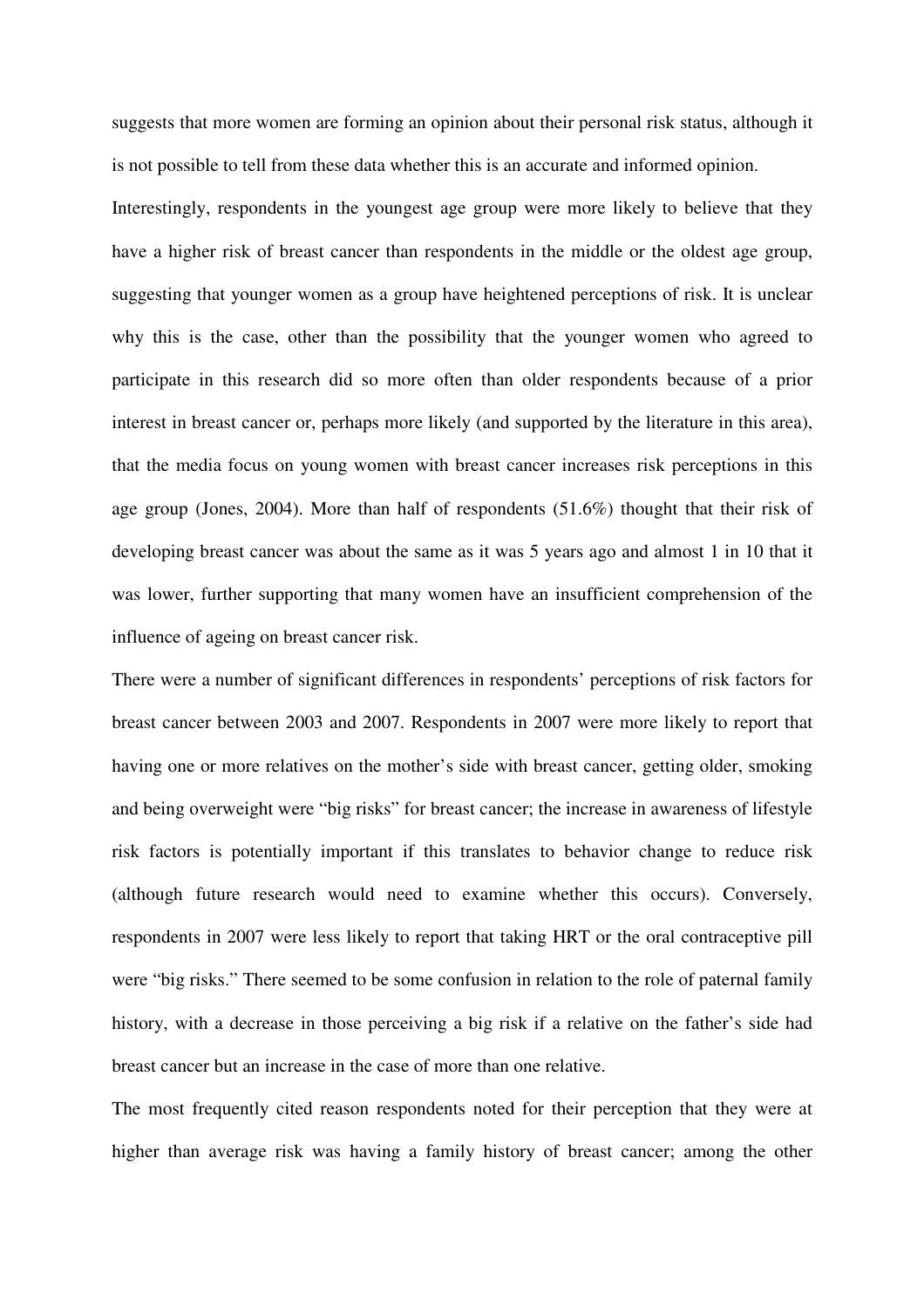suggests that more women are forming an opinion about their personal risk status, although it is not possible to tell from these data whether this is an accurate and informed opinion.

Interestingly, respondents in the youngest age group were more likely to believe that they have a higher risk of breast cancer than respondents in the middle or the oldest age group, suggesting that younger women as a group have heightened perceptions of risk. It is unclear why this is the case, other than the possibility that the younger women who agreed to participate in this research did so more often than older respondents because of a prior interest in breast cancer or, perhaps more likely (and supported by the literature in this area), that the media focus on young women with breast cancer increases risk perceptions in this age group (Jones, 2004). More than half of respondents (51.6%) thought that their risk of developing breast cancer was about the same as it was 5 years ago and almost 1 in 10 that it was lower, further supporting that many women have an insufficient comprehension of the influence of ageing on breast cancer risk.

There were a number of significant differences in respondents' perceptions of risk factors for breast cancer between 2003 and 2007. Respondents in 2007 were more likely to report that having one or more relatives on the mother's side with breast cancer, getting older, smoking and being overweight were "big risks" for breast cancer; the increase in awareness of lifestyle risk factors is potentially important if this translates to behavior change to reduce risk (although future research would need to examine whether this occurs). Conversely, respondents in 2007 were less likely to report that taking HRT or the oral contraceptive pill were "big risks." There seemed to be some confusion in relation to the role of paternal family history, with a decrease in those perceiving a big risk if a relative on the father's side had breast cancer but an increase in the case of more than one relative.

The most frequently cited reason respondents noted for their perception that they were at higher than average risk was having a family history of breast cancer; among the other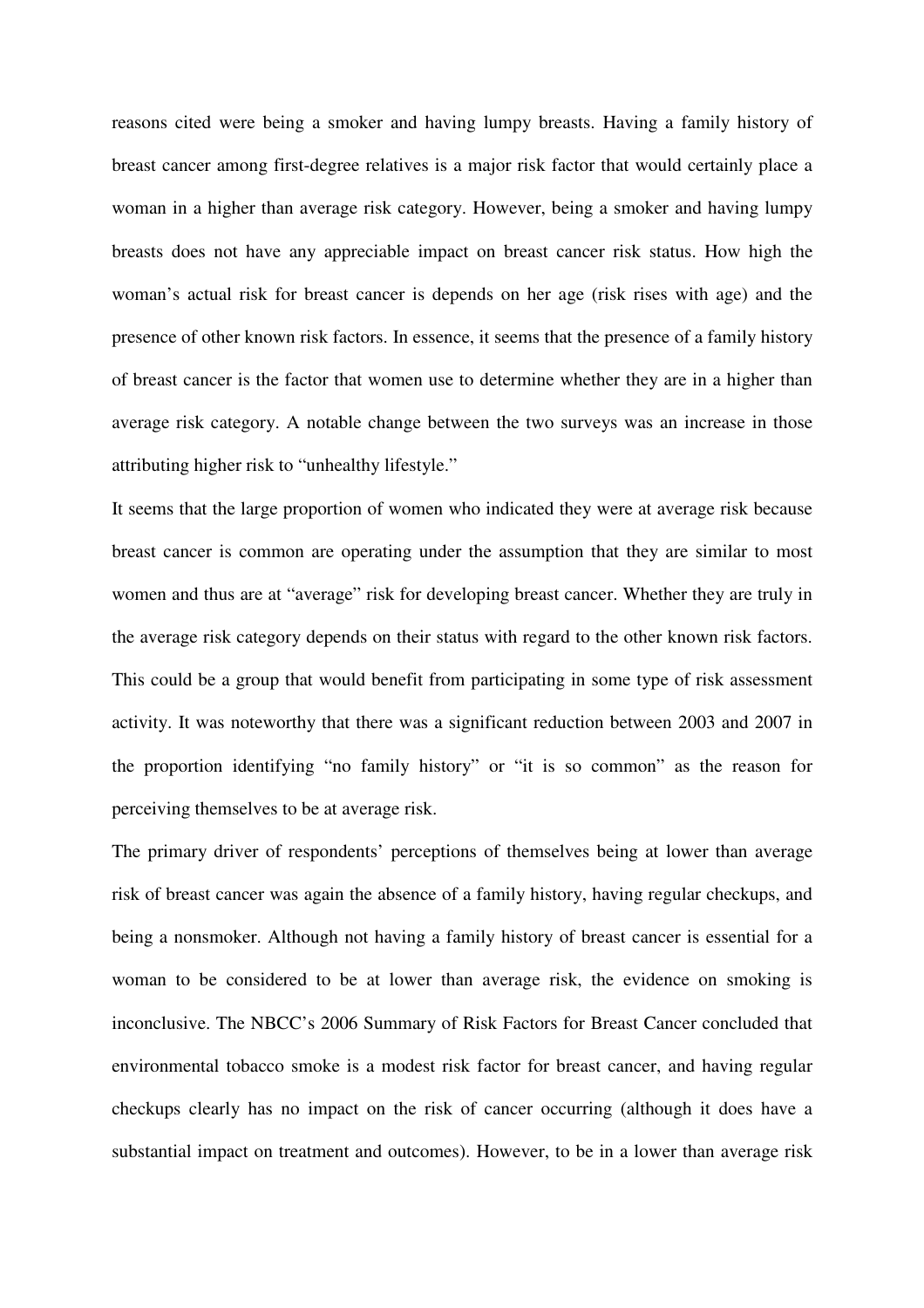reasons cited were being a smoker and having lumpy breasts. Having a family history of breast cancer among first-degree relatives is a major risk factor that would certainly place a woman in a higher than average risk category. However, being a smoker and having lumpy breasts does not have any appreciable impact on breast cancer risk status. How high the woman's actual risk for breast cancer is depends on her age (risk rises with age) and the presence of other known risk factors. In essence, it seems that the presence of a family history of breast cancer is the factor that women use to determine whether they are in a higher than average risk category. A notable change between the two surveys was an increase in those attributing higher risk to "unhealthy lifestyle."

It seems that the large proportion of women who indicated they were at average risk because breast cancer is common are operating under the assumption that they are similar to most women and thus are at "average" risk for developing breast cancer. Whether they are truly in the average risk category depends on their status with regard to the other known risk factors. This could be a group that would benefit from participating in some type of risk assessment activity. It was noteworthy that there was a significant reduction between 2003 and 2007 in the proportion identifying "no family history" or "it is so common" as the reason for perceiving themselves to be at average risk.

The primary driver of respondents' perceptions of themselves being at lower than average risk of breast cancer was again the absence of a family history, having regular checkups, and being a nonsmoker. Although not having a family history of breast cancer is essential for a woman to be considered to be at lower than average risk, the evidence on smoking is inconclusive. The NBCC's 2006 Summary of Risk Factors for Breast Cancer concluded that environmental tobacco smoke is a modest risk factor for breast cancer, and having regular checkups clearly has no impact on the risk of cancer occurring (although it does have a substantial impact on treatment and outcomes). However, to be in a lower than average risk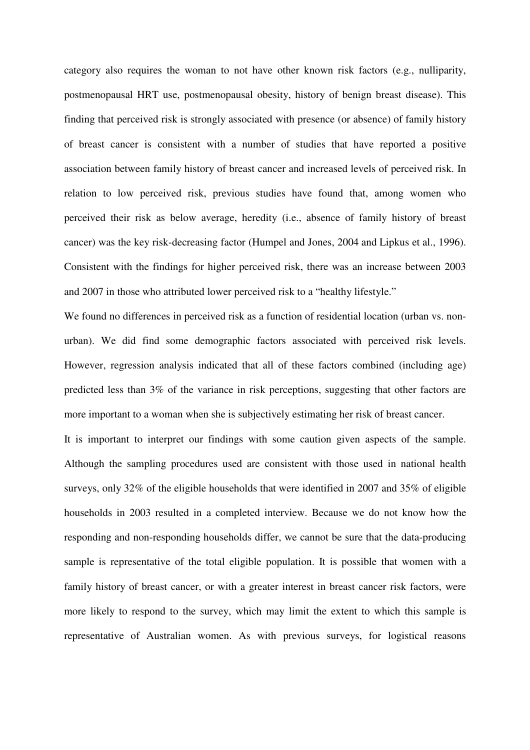category also requires the woman to not have other known risk factors (e.g., nulliparity, postmenopausal HRT use, postmenopausal obesity, history of benign breast disease). This finding that perceived risk is strongly associated with presence (or absence) of family history of breast cancer is consistent with a number of studies that have reported a positive association between family history of breast cancer and increased levels of perceived risk. In relation to low perceived risk, previous studies have found that, among women who perceived their risk as below average, heredity (i.e., absence of family history of breast cancer) was the key risk-decreasing factor (Humpel and Jones, 2004 and Lipkus et al., 1996). Consistent with the findings for higher perceived risk, there was an increase between 2003 and 2007 in those who attributed lower perceived risk to a "healthy lifestyle."

We found no differences in perceived risk as a function of residential location (urban vs. non-urban). We did find some demographic factors associated with perceived risk levels. However, regression analysis indicated that all of these factors combined (including age) predicted less than 3% of the variance in risk perceptions, suggesting that other factors are more important to a woman when she is subjectively estimating her risk of breast cancer.

It is important to interpret our findings with some caution given aspects of the sample. Although the sampling procedures used are consistent with those used in national health surveys, only 32% of the eligible households that were identified in 2007 and 35% of eligible households in 2003 resulted in a completed interview. Because we do not know how the responding and non-responding households differ, we cannot be sure that the data-producing sample is representative of the total eligible population. It is possible that women with a family history of breast cancer, or with a greater interest in breast cancer risk factors, were more likely to respond to the survey, which may limit the extent to which this sample is representative of Australian women. As with previous surveys, for logistical reasons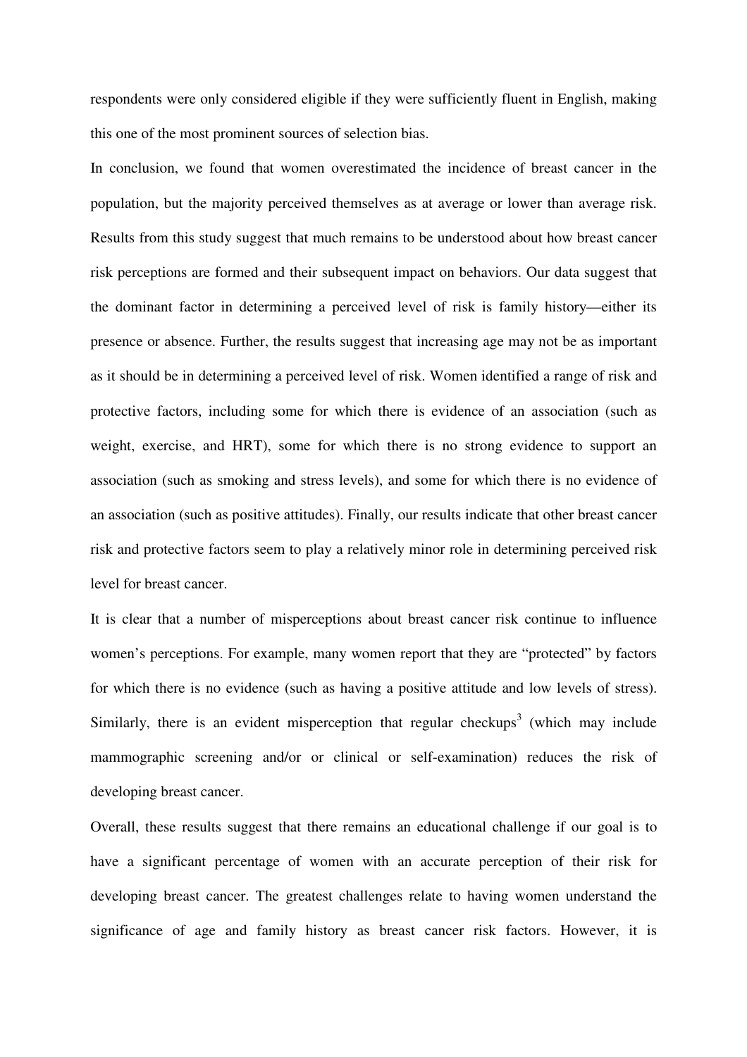respondents were only considered eligible if they were sufficiently fluent in English, making this one of the most prominent sources of selection bias.

In conclusion, we found that women overestimated the incidence of breast cancer in the population, but the majority perceived themselves as at average or lower than average risk. Results from this study suggest that much remains to be understood about how breast cancer risk perceptions are formed and their subsequent impact on behaviors. Our data suggest that the dominant factor in determining a perceived level of risk is family history—either its presence or absence. Further, the results suggest that increasing age may not be as important as it should be in determining a perceived level of risk. Women identified a range of risk and protective factors, including some for which there is evidence of an association (such as weight, exercise, and HRT), some for which there is no strong evidence to support an association (such as smoking and stress levels), and some for which there is no evidence of an association (such as positive attitudes). Finally, our results indicate that other breast cancer risk and protective factors seem to play a relatively minor role in determining perceived risk level for breast cancer.

It is clear that a number of misperceptions about breast cancer risk continue to influence women's perceptions. For example, many women report that they are "protected" by factors for which there is no evidence (such as having a positive attitude and low levels of stress). Similarly, there is an evident misperception that regular checkups[3] (which may include mammographic screening and/or or clinical or self-examination) reduces the risk of developing breast cancer.

Overall, these results suggest that there remains an educational challenge if our goal is to have a significant percentage of women with an accurate perception of their risk for developing breast cancer. The greatest challenges relate to having women understand the significance of age and family history as breast cancer risk factors. However, it is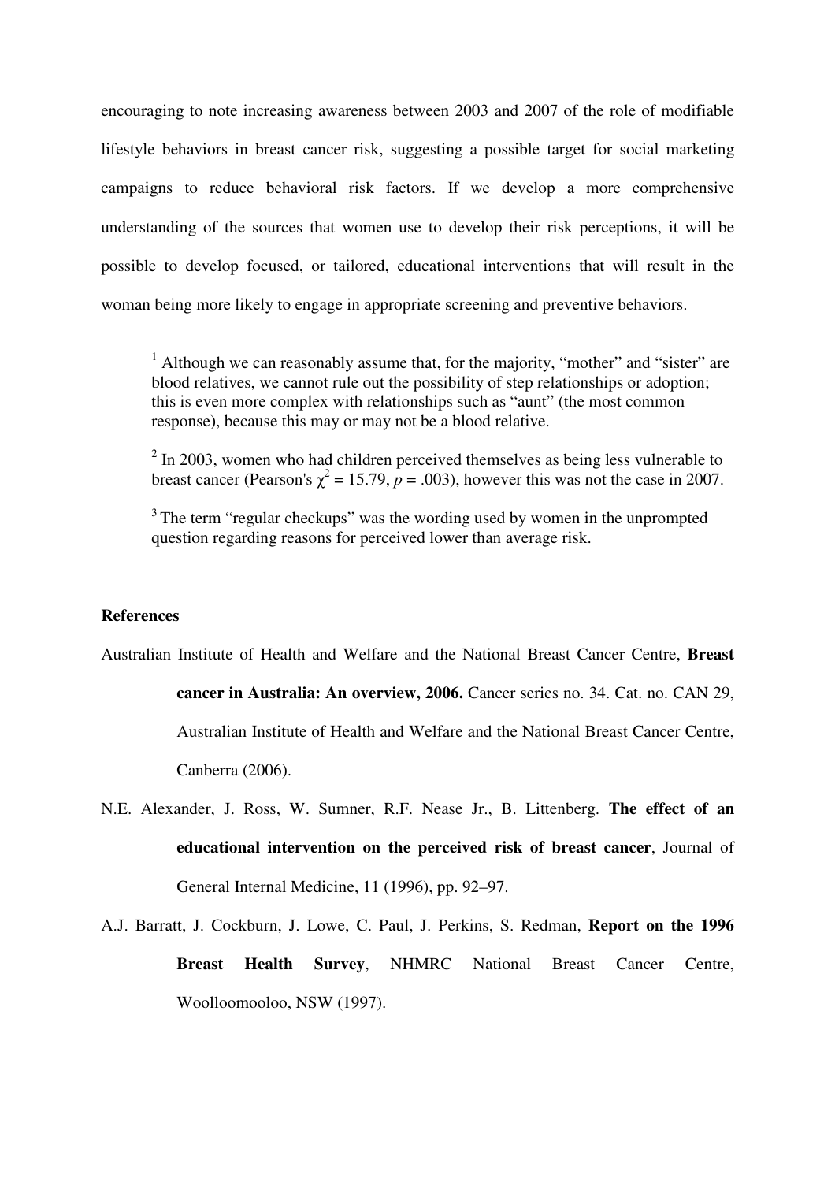encouraging to note increasing awareness between 2003 and 2007 of the role of modifiable lifestyle behaviors in breast cancer risk, suggesting a possible target for social marketing campaigns to reduce behavioral risk factors. If we develop a more comprehensive understanding of the sources that women use to develop their risk perceptions, it will be possible to develop focused, or tailored, educational interventions that will result in the woman being more likely to engage in appropriate screening and preventive behaviors.

[1] Although we can reasonably assume that, for the majority, "mother" and "sister" are blood relatives, we cannot rule out the possibility of step relationships or adoption; this is even more complex with relationships such as "aunt" (the most common response), because this may or may not be a blood relative.

[2] In 2003, women who had children perceived themselves as being less vulnerable to breast cancer (Pearson's $\chi^2 = 15.79$, $p = .003$), however this was not the case in 2007.

[3] The term "regular checkups" was the wording used by women in the unprompted question regarding reasons for perceived lower than average risk.

**References**

Australian Institute of Health and Welfare and the National Breast Cancer Centre, **Breast cancer in Australia: An overview, 2006.** Cancer series no. 34. Cat. no. CAN 29, Australian Institute of Health and Welfare and the National Breast Cancer Centre, Canberra (2006).

N.E. Alexander, J. Ross, W. Sumner, R.F. Nease Jr., B. Littenberg. **The effect of an educational intervention on the perceived risk of breast cancer**, Journal of General Internal Medicine, 11 (1996), pp. 92–97.

A.J. Barratt, J. Cockburn, J. Lowe, C. Paul, J. Perkins, S. Redman, **Report on the 1996 Breast Health Survey**, NHMRC National Breast Cancer Centre, Woolloomooloo, NSW (1997).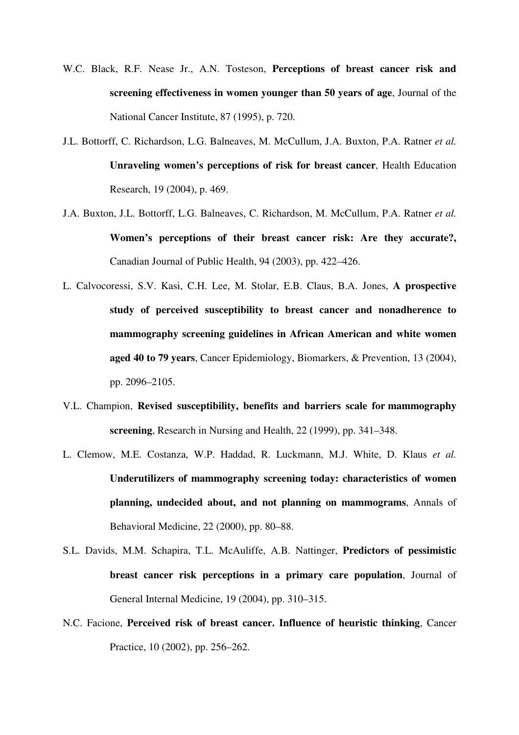W.C. Black, R.F. Nease Jr., A.N. Tosteson, **Perceptions of breast cancer risk and screening effectiveness in women younger than 50 years of age**, Journal of the National Cancer Institute, 87 (1995), p. 720.

J.L. Bottorff, C. Richardson, L.G. Balneaves, M. McCullum, J.A. Buxton, P.A. Ratner *et al.* **Unraveling women's perceptions of risk for breast cancer**, Health Education Research, 19 (2004), p. 469.

J.A. Buxton, J.L. Bottorff, L.G. Balneaves, C. Richardson, M. McCullum, P.A. Ratner *et al.* **Women's perceptions of their breast cancer risk: Are they accurate?,** Canadian Journal of Public Health, 94 (2003), pp. 422–426.

L. Calvocoressi, S.V. Kasi, C.H. Lee, M. Stolar, E.B. Claus, B.A. Jones, **A prospective study of perceived susceptibility to breast cancer and nonadherence to mammography screening guidelines in African American and white women aged 40 to 79 years**, Cancer Epidemiology, Biomarkers, & Prevention, 13 (2004), pp. 2096–2105.

V.L. Champion, **Revised susceptibility, benefits and barriers scale for mammography screening**, Research in Nursing and Health, 22 (1999), pp. 341–348.

L. Clemow, M.E. Costanza, W.P. Haddad, R. Luckmann, M.J. White, D. Klaus *et al.* **Underutilizers of mammography screening today: characteristics of women planning, undecided about, and not planning on mammograms**, Annals of Behavioral Medicine, 22 (2000), pp. 80–88.

S.L. Davids, M.M. Schapira, T.L. McAuliffe, A.B. Nattinger, **Predictors of pessimistic breast cancer risk perceptions in a primary care population**, Journal of General Internal Medicine, 19 (2004), pp. 310–315.

N.C. Facione, **Perceived risk of breast cancer. Influence of heuristic thinking**, Cancer Practice, 10 (2002), pp. 256–262.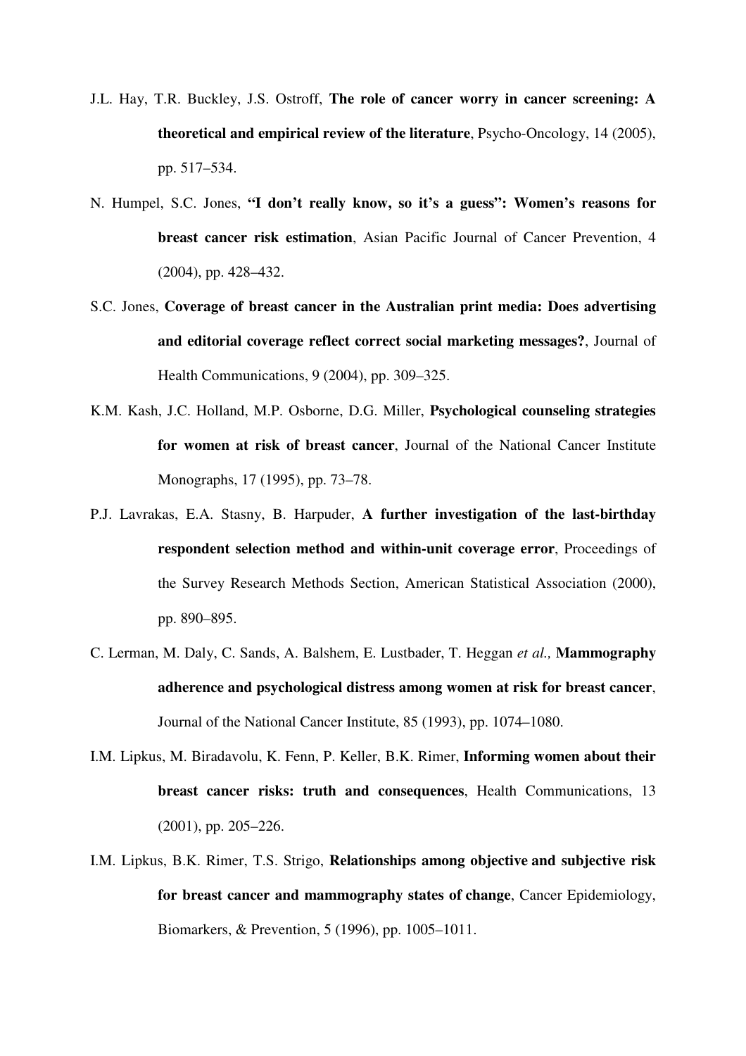J.L. Hay, T.R. Buckley, J.S. Ostroff, **The role of cancer worry in cancer screening: A theoretical and empirical review of the literature**, Psycho-Oncology, 14 (2005), pp. 517–534.

N. Humpel, S.C. Jones, **"I don't really know, so it's a guess": Women's reasons for breast cancer risk estimation**, Asian Pacific Journal of Cancer Prevention, 4 (2004), pp. 428–432.

S.C. Jones, **Coverage of breast cancer in the Australian print media: Does advertising and editorial coverage reflect correct social marketing messages?**, Journal of Health Communications, 9 (2004), pp. 309–325.

K.M. Kash, J.C. Holland, M.P. Osborne, D.G. Miller, **Psychological counseling strategies for women at risk of breast cancer**, Journal of the National Cancer Institute Monographs, 17 (1995), pp. 73–78.

P.J. Lavrakas, E.A. Stasny, B. Harpuder, **A further investigation of the last-birthday respondent selection method and within-unit coverage error**, Proceedings of the Survey Research Methods Section, American Statistical Association (2000), pp. 890–895.

C. Lerman, M. Daly, C. Sands, A. Balshem, E. Lustbader, T. Heggan *et al.,* **Mammography adherence and psychological distress among women at risk for breast cancer**, Journal of the National Cancer Institute, 85 (1993), pp. 1074–1080.

I.M. Lipkus, M. Biradavolu, K. Fenn, P. Keller, B.K. Rimer, **Informing women about their breast cancer risks: truth and consequences**, Health Communications, 13 (2001), pp. 205–226.

I.M. Lipkus, B.K. Rimer, T.S. Strigo, **Relationships among objective and subjective risk for breast cancer and mammography states of change**, Cancer Epidemiology, Biomarkers, & Prevention, 5 (1996), pp. 1005–1011.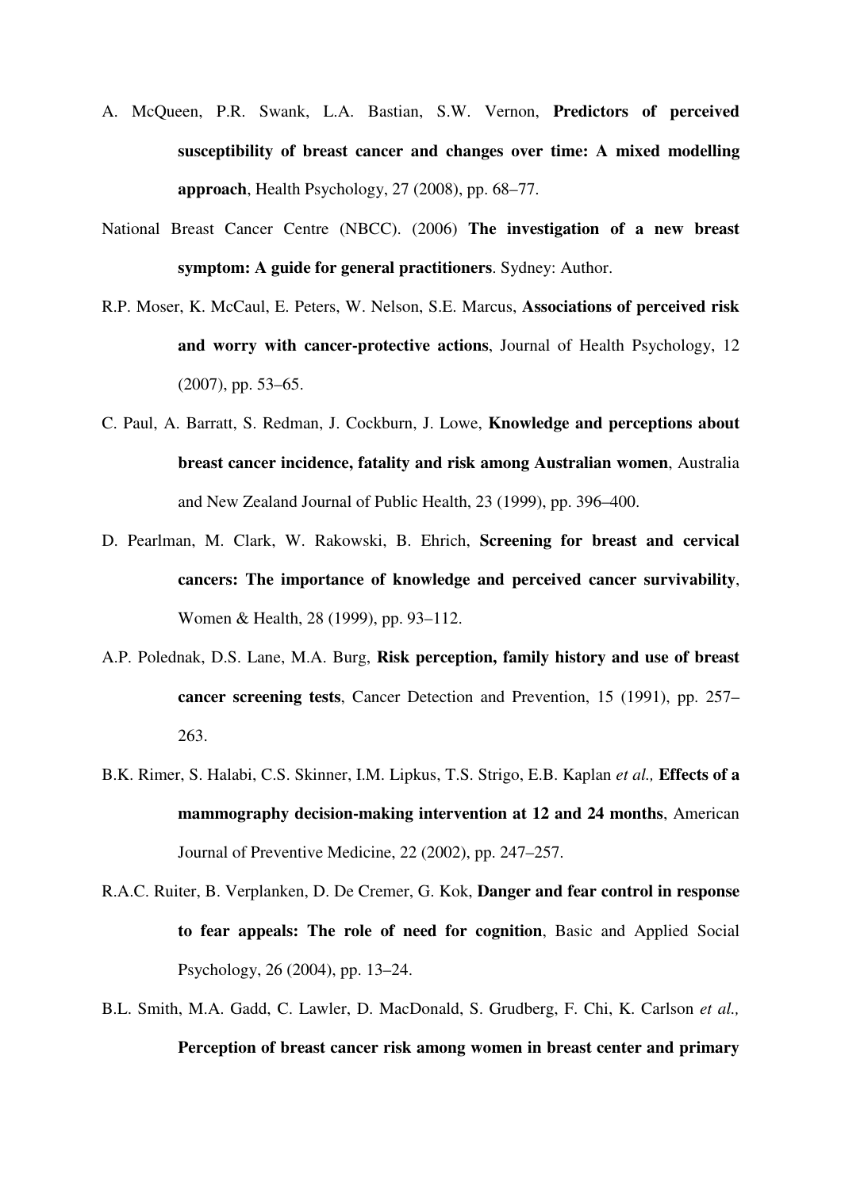A. McQueen, P.R. Swank, L.A. Bastian, S.W. Vernon, **Predictors of perceived susceptibility of breast cancer and changes over time: A mixed modelling approach**, Health Psychology, 27 (2008), pp. 68–77.

National Breast Cancer Centre (NBCC). (2006) **The investigation of a new breast symptom: A guide for general practitioners**. Sydney: Author.

R.P. Moser, K. McCaul, E. Peters, W. Nelson, S.E. Marcus, **Associations of perceived risk and worry with cancer-protective actions**, Journal of Health Psychology, 12 (2007), pp. 53–65.

C. Paul, A. Barratt, S. Redman, J. Cockburn, J. Lowe, **Knowledge and perceptions about breast cancer incidence, fatality and risk among Australian women**, Australia and New Zealand Journal of Public Health, 23 (1999), pp. 396–400.

D. Pearlman, M. Clark, W. Rakowski, B. Ehrich, **Screening for breast and cervical cancers: The importance of knowledge and perceived cancer survivability**, Women & Health, 28 (1999), pp. 93–112.

A.P. Polednak, D.S. Lane, M.A. Burg, **Risk perception, family history and use of breast cancer screening tests**, Cancer Detection and Prevention, 15 (1991), pp. 257–263.

B.K. Rimer, S. Halabi, C.S. Skinner, I.M. Lipkus, T.S. Strigo, E.B. Kaplan *et al.,* **Effects of a mammography decision-making intervention at 12 and 24 months**, American Journal of Preventive Medicine, 22 (2002), pp. 247–257.

R.A.C. Ruiter, B. Verplanken, D. De Cremer, G. Kok, **Danger and fear control in response to fear appeals: The role of need for cognition**, Basic and Applied Social Psychology, 26 (2004), pp. 13–24.

B.L. Smith, M.A. Gadd, C. Lawler, D. MacDonald, S. Grudberg, F. Chi, K. Carlson *et al.,* **Perception of breast cancer risk among women in breast center and primary**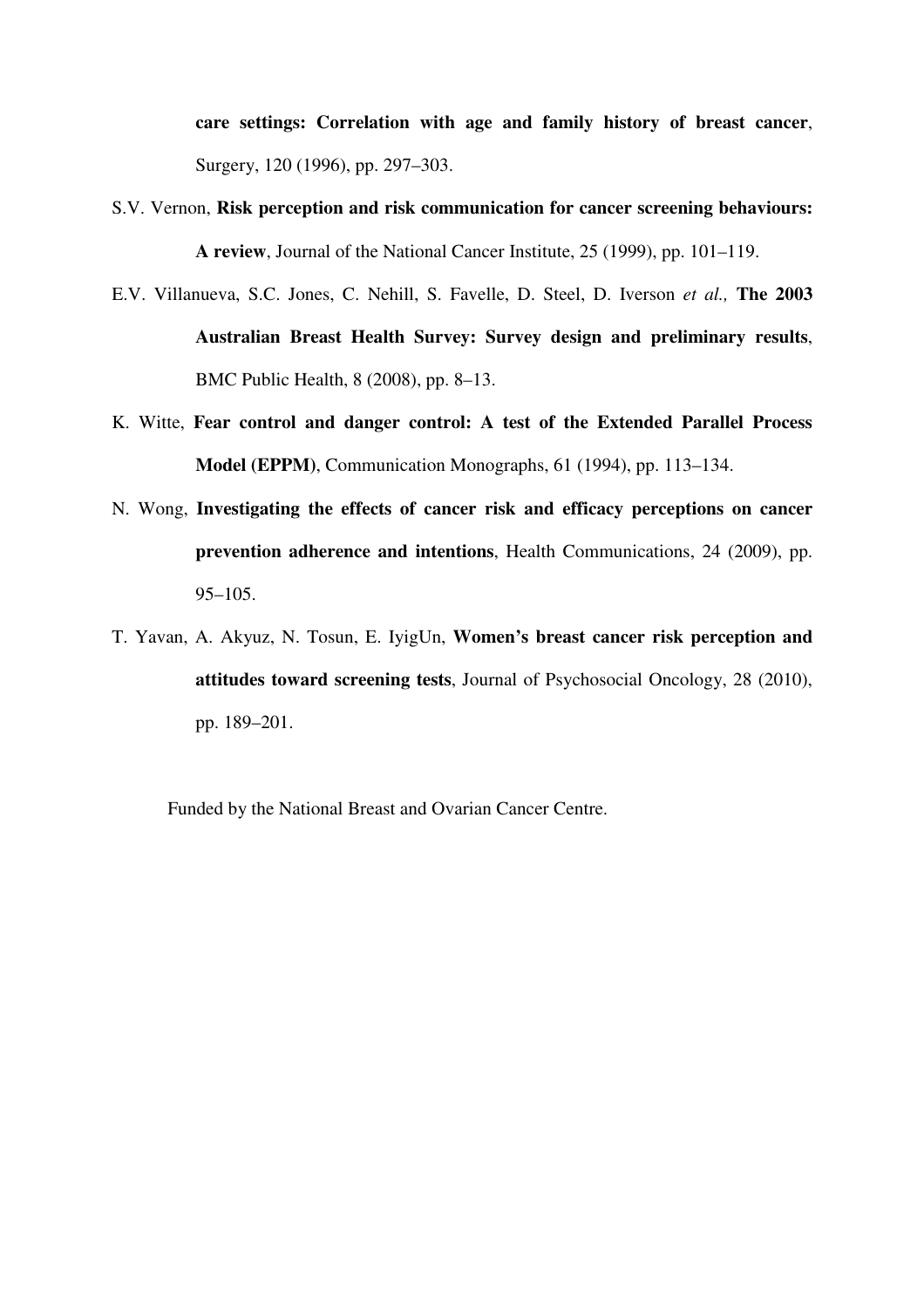**care settings: Correlation with age and family history of breast cancer**, Surgery, 120 (1996), pp. 297–303.

S.V. Vernon, **Risk perception and risk communication for cancer screening behaviours: A review**, Journal of the National Cancer Institute, 25 (1999), pp. 101–119.

E.V. Villanueva, S.C. Jones, C. Nehill, S. Favelle, D. Steel, D. Iverson *et al.,* **The 2003 Australian Breast Health Survey: Survey design and preliminary results**, BMC Public Health, 8 (2008), pp. 8–13.

K. Witte, **Fear control and danger control: A test of the Extended Parallel Process Model (EPPM)**, Communication Monographs, 61 (1994), pp. 113–134.

N. Wong, **Investigating the effects of cancer risk and efficacy perceptions on cancer prevention adherence and intentions**, Health Communications, 24 (2009), pp. 95–105.

T. Yavan, A. Akyuz, N. Tosun, E. IyigUn, **Women's breast cancer risk perception and attitudes toward screening tests**, Journal of Psychosocial Oncology, 28 (2010), pp. 189–201.

Funded by the National Breast and Ovarian Cancer Centre.